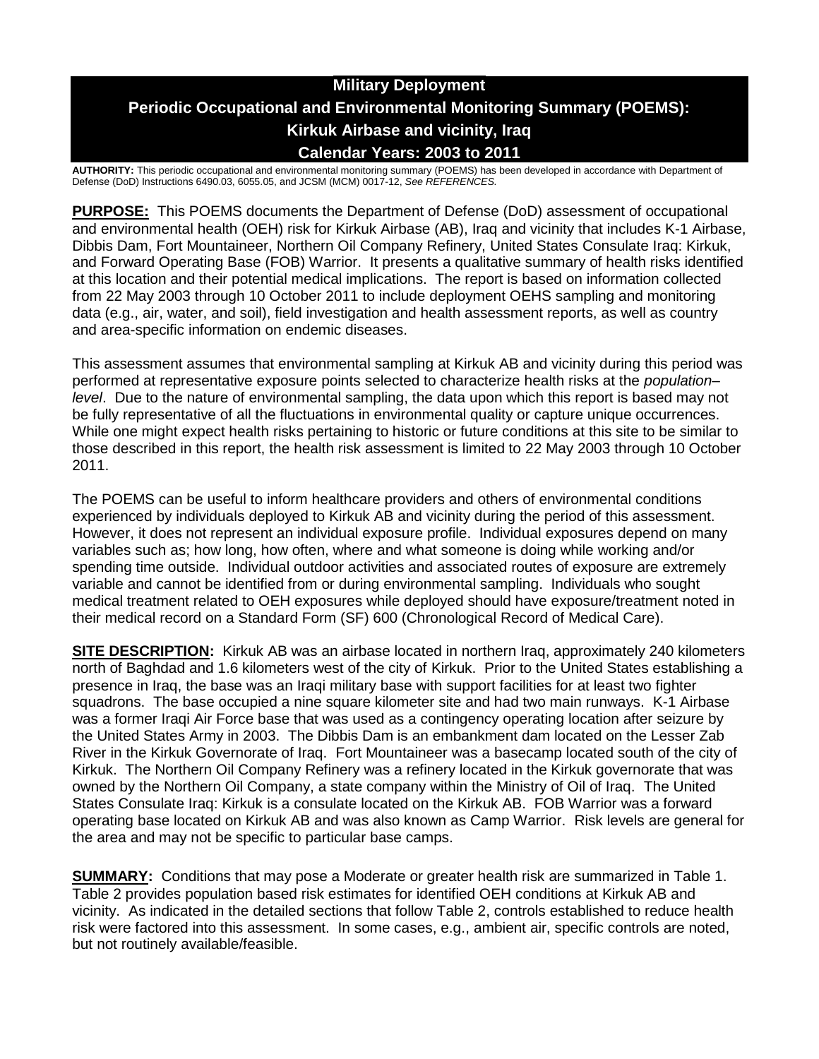# Military Deployment

# Periodic Occupational and Environmental Monitoring Summary (POEMS): Kirkuk Airbase and vicinity, Iraq

# Calendar Years: 2003 to 2011

**AUTHORITY:** This periodic occupational and environmental monitoring summary (POEMS) has been developed in accordance with Department of Defense (DoD) Instructions 6490.03, 6055.05, and JCSM (MCM) 0017-12, *See REFERENCES.*

**PURPOSE:** This POEMS documents the Department of Defense (DoD) assessment of occupational and environmental health (OEH) risk for Kirkuk Airbase (AB), Iraq and vicinity that includes K-1 Airbase, Dibbis Dam, Fort Mountaineer, Northern Oil Company Refinery, United States Consulate Iraq: Kirkuk, and Forward Operating Base (FOB) Warrior. It presents a qualitative summary of health risks identified at this location and their potential medical implications. The report is based on information collected from 22 May 2003 through 10 October 2011 to include deployment OEHS sampling and monitoring data (e.g., air, water, and soil), field investigation and health assessment reports, as well as country and area-specific information on endemic diseases.

This assessment assumes that environmental sampling at Kirkuk AB and vicinity during this period was performed at representative exposure points selected to characterize health risks at the *population–level*. Due to the nature of environmental sampling, the data upon which this report is based may not be fully representative of all the fluctuations in environmental quality or capture unique occurrences. While one might expect health risks pertaining to historic or future conditions at this site to be similar to those described in this report, the health risk assessment is limited to 22 May 2003 through 10 October 2011.

The POEMS can be useful to inform healthcare providers and others of environmental conditions experienced by individuals deployed to Kirkuk AB and vicinity during the period of this assessment. However, it does not represent an individual exposure profile. Individual exposures depend on many variables such as; how long, how often, where and what someone is doing while working and/or spending time outside. Individual outdoor activities and associated routes of exposure are extremely variable and cannot be identified from or during environmental sampling. Individuals who sought medical treatment related to OEH exposures while deployed should have exposure/treatment noted in their medical record on a Standard Form (SF) 600 (Chronological Record of Medical Care).

**SITE DESCRIPTION:** Kirkuk AB was an airbase located in northern Iraq, approximately 240 kilometers north of Baghdad and 1.6 kilometers west of the city of Kirkuk. Prior to the United States establishing a presence in Iraq, the base was an Iraqi military base with support facilities for at least two fighter squadrons. The base occupied a nine square kilometer site and had two main runways. K-1 Airbase was a former Iraqi Air Force base that was used as a contingency operating location after seizure by the United States Army in 2003. The Dibbis Dam is an embankment dam located on the Lesser Zab River in the Kirkuk Governorate of Iraq. Fort Mountaineer was a basecamp located south of the city of Kirkuk. The Northern Oil Company Refinery was a refinery located in the Kirkuk governorate that was owned by the Northern Oil Company, a state company within the Ministry of Oil of Iraq. The United States Consulate Iraq: Kirkuk is a consulate located on the Kirkuk AB. FOB Warrior was a forward operating base located on Kirkuk AB and was also known as Camp Warrior. Risk levels are general for the area and may not be specific to particular base camps.

**SUMMARY:** Conditions that may pose a Moderate or greater health risk are summarized in Table 1. Table 2 provides population based risk estimates for identified OEH conditions at Kirkuk AB and vicinity. As indicated in the detailed sections that follow Table 2, controls established to reduce health risk were factored into this assessment. In some cases, e.g., ambient air, specific controls are noted, but not routinely available/feasible.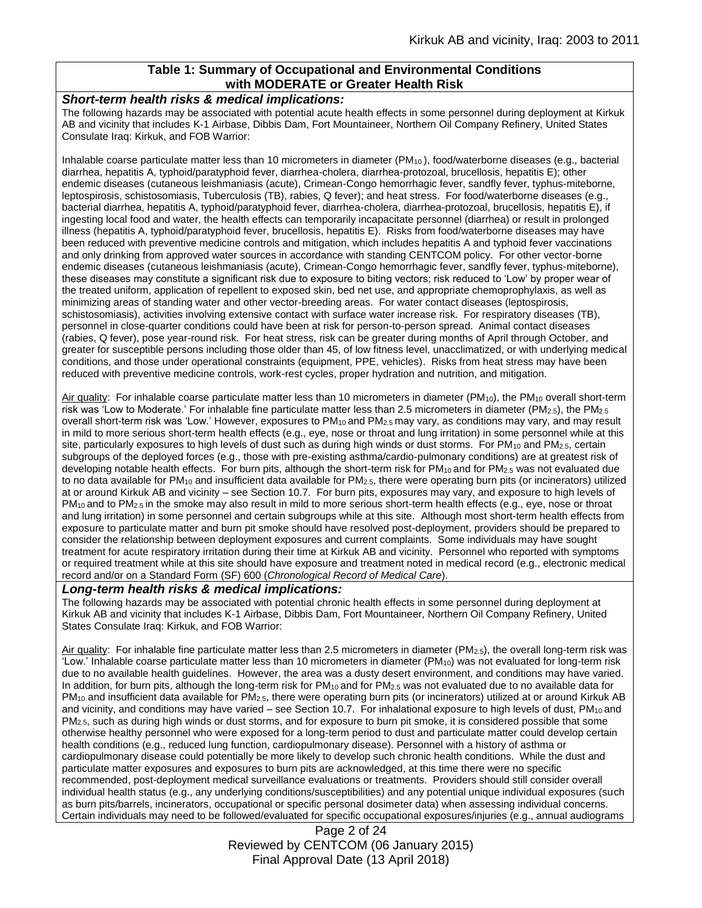**Table 1: Summary of Occupational and Environmental Conditions with MODERATE or Greater Health Risk**

***Short-term health risks & medical implications:***

The following hazards may be associated with potential acute health effects in some personnel during deployment at Kirkuk AB and vicinity that includes K-1 Airbase, Dibbis Dam, Fort Mountaineer, Northern Oil Company Refinery, United States Consulate Iraq: Kirkuk, and FOB Warrior:

Inhalable coarse particulate matter less than 10 micrometers in diameter ($PM_{10}$), food/waterborne diseases (e.g., bacterial diarrhea, hepatitis A, typhoid/paratyphoid fever, diarrhea-cholera, diarrhea-protozoal, brucellosis, hepatitis E); other endemic diseases (cutaneous leishmaniasis (acute), Crimean-Congo hemorrhagic fever, sandfly fever, typhus-miteborne, leptospirosis, schistosomiasis, Tuberculosis (TB), rabies, Q fever); and heat stress. For food/waterborne diseases (e.g., bacterial diarrhea, hepatitis A, typhoid/paratyphoid fever, diarrhea-cholera, diarrhea-protozoal, brucellosis, hepatitis E), if ingesting local food and water, the health effects can temporarily incapacitate personnel (diarrhea) or result in prolonged illness (hepatitis A, typhoid/paratyphoid fever, brucellosis, hepatitis E). Risks from food/waterborne diseases may have been reduced with preventive medicine controls and mitigation, which includes hepatitis A and typhoid fever vaccinations and only drinking from approved water sources in accordance with standing CENTCOM policy. For other vector-borne endemic diseases (cutaneous leishmaniasis (acute), Crimean-Congo hemorrhagic fever, sandfly fever, typhus-miteborne), these diseases may constitute a significant risk due to exposure to biting vectors; risk reduced to 'Low' by proper wear of the treated uniform, application of repellent to exposed skin, bed net use, and appropriate chemoprophylaxis, as well as minimizing areas of standing water and other vector-breeding areas. For water contact diseases (leptospirosis, schistosomiasis), activities involving extensive contact with surface water increase risk. For respiratory diseases (TB), personnel in close-quarter conditions could have been at risk for person-to-person spread. Animal contact diseases (rabies, Q fever), pose year-round risk. For heat stress, risk can be greater during months of April through October, and greater for susceptible persons including those older than 45, of low fitness level, unacclimatized, or with underlying medical conditions, and those under operational constraints (equipment, PPE, vehicles). Risks from heat stress may have been reduced with preventive medicine controls, work-rest cycles, proper hydration and nutrition, and mitigation.

Air quality: For inhalable coarse particulate matter less than 10 micrometers in diameter ($PM_{10}$), the $PM_{10}$ overall short-term risk was 'Low to Moderate.' For inhalable fine particulate matter less than 2.5 micrometers in diameter ($PM_{2.5}$), the $PM_{2.5}$ overall short-term risk was 'Low.' However, exposures to $PM_{10}$ and $PM_{2.5}$ may vary, as conditions may vary, and may result in mild to more serious short-term health effects (e.g., eye, nose or throat and lung irritation) in some personnel while at this site, particularly exposures to high levels of dust such as during high winds or dust storms. For $PM_{10}$ and $PM_{2.5}$, certain subgroups of the deployed forces (e.g., those with pre-existing asthma/cardio-pulmonary conditions) are at greatest risk of developing notable health effects. For burn pits, although the short-term risk for $PM_{10}$ and for $PM_{2.5}$ was not evaluated due to no data available for $PM_{10}$ and insufficient data available for $PM_{2.5}$, there were operating burn pits (or incinerators) utilized at or around Kirkuk AB and vicinity – see Section 10.7. For burn pits, exposures may vary, and exposure to high levels of $PM_{10}$ and to $PM_{2.5}$ in the smoke may also result in mild to more serious short-term health effects (e.g., eye, nose or throat and lung irritation) in some personnel and certain subgroups while at this site. Although most short-term health effects from exposure to particulate matter and burn pit smoke should have resolved post-deployment, providers should be prepared to consider the relationship between deployment exposures and current complaints. Some individuals may have sought treatment for acute respiratory irritation during their time at Kirkuk AB and vicinity. Personnel who reported with symptoms or required treatment while at this site should have exposure and treatment noted in medical record (e.g., electronic medical record and/or on a Standard Form (SF) 600 (*Chronological Record of Medical Care*).

***Long-term health risks & medical implications:***

The following hazards may be associated with potential chronic health effects in some personnel during deployment at Kirkuk AB and vicinity that includes K-1 Airbase, Dibbis Dam, Fort Mountaineer, Northern Oil Company Refinery, United States Consulate Iraq: Kirkuk, and FOB Warrior:

Air quality: For inhalable fine particulate matter less than 2.5 micrometers in diameter ($PM_{2.5}$), the overall long-term risk was 'Low.' Inhalable coarse particulate matter less than 10 micrometers in diameter ($PM_{10}$) was not evaluated for long-term risk due to no available health guidelines. However, the area was a dusty desert environment, and conditions may have varied. In addition, for burn pits, although the long-term risk for $PM_{10}$ and for $PM_{2.5}$ was not evaluated due to no available data for $PM_{10}$ and insufficient data available for $PM_{2.5}$, there were operating burn pits (or incinerators) utilized at or around Kirkuk AB and vicinity, and conditions may have varied – see Section 10.7. For inhalational exposure to high levels of dust, $PM_{10}$ and $PM_{2.5}$, such as during high winds or dust storms, and for exposure to burn pit smoke, it is considered possible that some otherwise healthy personnel who were exposed for a long-term period to dust and particulate matter could develop certain health conditions (e.g., reduced lung function, cardiopulmonary disease). Personnel with a history of asthma or cardiopulmonary disease could potentially be more likely to develop such chronic health conditions. While the dust and particulate matter exposures and exposures to burn pits are acknowledged, at this time there were no specific recommended, post-deployment medical surveillance evaluations or treatments. Providers should still consider overall individual health status (e.g., any underlying conditions/susceptibilities) and any potential unique individual exposures (such as burn pits/barrels, incinerators, occupational or specific personal dosimeter data) when assessing individual concerns. Certain individuals may need to be followed/evaluated for specific occupational exposures/injuries (e.g., annual audiograms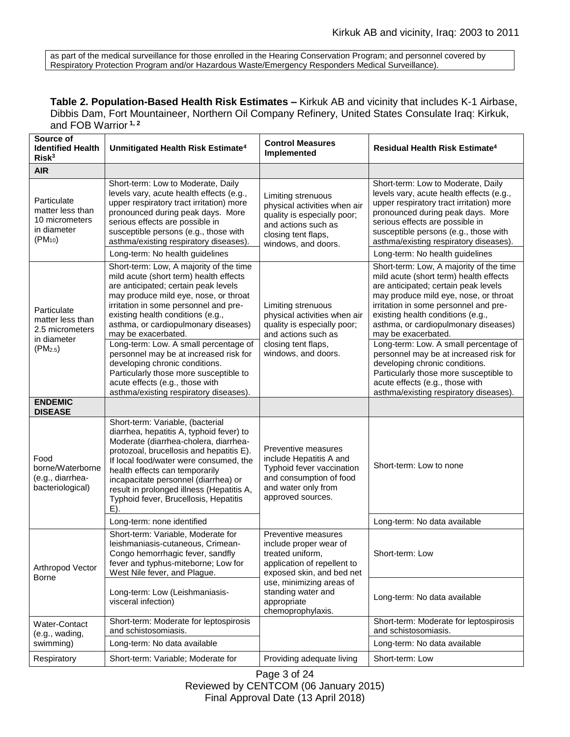as part of the medical surveillance for those enrolled in the Hearing Conservation Program; and personnel covered by Respiratory Protection Program and/or Hazardous Waste/Emergency Responders Medical Surveillance).

**Table 2. Population-Based Health Risk Estimates –** Kirkuk AB and vicinity that includes K-1 Airbase, Dibbis Dam, Fort Mountaineer, Northern Oil Company Refinery, United States Consulate Iraq: Kirkuk, and FOB Warrior [1, 2]

| Source of Identified Health Risk[3] | Unmitigated Health Risk Estimate[4] | Control Measures Implemented | Residual Health Risk Estimate[4] |
|---|---|---|---|
| **AIR** | | | |
| Particulate matter less than 10 micrometers in diameter ($PM_{10}$) | Short-term: Low to Moderate, Daily levels vary, acute health effects (e.g., upper respiratory tract irritation) more pronounced during peak days. More serious effects are possible in susceptible persons (e.g., those with asthma/existing respiratory diseases). | Limiting strenuous physical activities when air quality is especially poor; and actions such as closing tent flaps, windows, and doors. | Short-term: Low to Moderate, Daily levels vary, acute health effects (e.g., upper respiratory tract irritation) more pronounced during peak days. More serious effects are possible in susceptible persons (e.g., those with asthma/existing respiratory diseases). |
| | Long-term: No health guidelines | | Long-term: No health guidelines |
| Particulate matter less than 2.5 micrometers in diameter ($PM_{2.5}$) | Short-term: Low, A majority of the time mild acute (short term) health effects are anticipated; certain peak levels may produce mild eye, nose, or throat irritation in some personnel and pre-existing health conditions (e.g., asthma, or cardiopulmonary diseases) may be exacerbated. | Limiting strenuous physical activities when air quality is especially poor; and actions such as closing tent flaps, windows, and doors. | Short-term: Low, A majority of the time mild acute (short term) health effects are anticipated; certain peak levels may produce mild eye, nose, or throat irritation in some personnel and pre-existing health conditions (e.g., asthma, or cardiopulmonary diseases) may be exacerbated. |
| | Long-term: Low. A small percentage of personnel may be at increased risk for developing chronic conditions. Particularly those more susceptible to acute effects (e.g., those with asthma/existing respiratory diseases). | | Long-term: Low. A small percentage of personnel may be at increased risk for developing chronic conditions. Particularly those more susceptible to acute effects (e.g., those with asthma/existing respiratory diseases). |
| **ENDEMIC DISEASE** | | | |
| Food borne/Waterborne (e.g., diarrhea-bacteriological) | Short-term: Variable, (bacterial diarrhea, hepatitis A, typhoid fever) to Moderate (diarrhea-cholera, diarrhea-protozoal, brucellosis and hepatitis E). If local food/water were consumed, the health effects can temporarily incapacitate personnel (diarrhea) or result in prolonged illness (Hepatitis A, Typhoid fever, Brucellosis, Hepatitis E). | Preventive measures include Hepatitis A and Typhoid fever vaccination and consumption of food and water only from approved sources. | Short-term: Low to none |
| | Long-term: none identified | | Long-term: No data available |
| Arthropod Vector Borne | Short-term: Variable, Moderate for leishmaniasis-cutaneous, Crimean-Congo hemorrhagic fever, sandfly fever and typhus-miteborne; Low for West Nile fever, and Plague. | Preventive measures include proper wear of treated uniform, application of repellent to exposed skin, and bed net use, minimizing areas of standing water and appropriate chemoprophylaxis. | Short-term: Low |
| | Long-term: Low (Leishmaniasis-visceral infection) | | Long-term: No data available |
| Water-Contact (e.g., wading, swimming) | Short-term: Moderate for leptospirosis and schistosomiasis. | | Short-term: Moderate for leptospirosis and schistosomiasis. |
| | Long-term: No data available | | Long-term: No data available |
| Respiratory | Short-term: Variable; Moderate for | Providing adequate living | Short-term: Low |

Reviewed by CENTCOM (06 January 2015)
Final Approval Date (13 April 2018)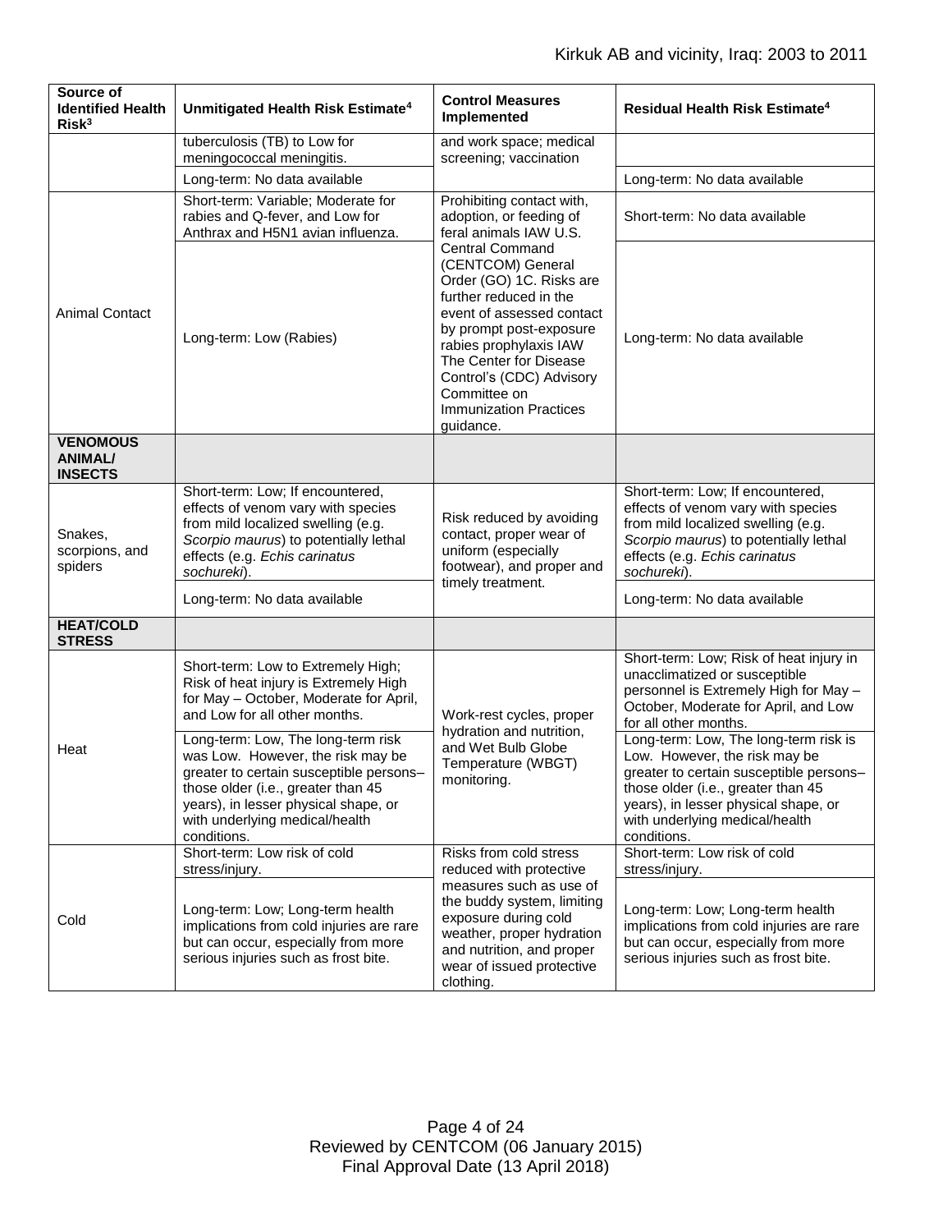| Source of Identified Health Risk[3] | Unmitigated Health Risk Estimate[4] | Control Measures Implemented | Residual Health Risk Estimate[4] |
|---|---|---|---|
| | tuberculosis (TB) to Low for meningococcal meningitis. | and work space; medical screening; vaccination | |
| | Long-term: No data available | | Long-term: No data available |
| Animal Contact | Short-term: Variable; Moderate for rabies and Q-fever, and Low for Anthrax and H5N1 avian influenza. | Prohibiting contact with, adoption, or feeding of feral animals IAW U.S. Central Command (CENTCOM) General Order (GO) 1C. Risks are further reduced in the event of assessed contact by prompt post-exposure rabies prophylaxis IAW The Center for Disease Control's (CDC) Advisory Committee on Immunization Practices guidance. | Short-term: No data available |
| | Long-term: Low (Rabies) | | Long-term: No data available |
| **VENOMOUS ANIMAL/ INSECTS** | | | |
| Snakes, scorpions, and spiders | Short-term: Low; If encountered, effects of venom vary with species from mild localized swelling (e.g. *Scorpio maurus*) to potentially lethal effects (e.g. *Echis carinatus sochureki*). | Risk reduced by avoiding contact, proper wear of uniform (especially footwear), and proper and timely treatment. | Short-term: Low; If encountered, effects of venom vary with species from mild localized swelling (e.g. *Scorpio maurus*) to potentially lethal effects (e.g. *Echis carinatus sochureki*). |
| | Long-term: No data available | | Long-term: No data available |
| **HEAT/COLD STRESS** | | | |
| Heat | Short-term: Low to Extremely High; Risk of heat injury is Extremely High for May – October, Moderate for April, and Low for all other months. | Work-rest cycles, proper hydration and nutrition, and Wet Bulb Globe Temperature (WBGT) monitoring. | Short-term: Low; Risk of heat injury in unacclimatized or susceptible personnel is Extremely High for May – October, Moderate for April, and Low for all other months. |
| | Long-term: Low, The long-term risk was Low. However, the risk may be greater to certain susceptible persons–those older (i.e., greater than 45 years), in lesser physical shape, or with underlying medical/health conditions. | | Long-term: Low, The long-term risk is Low. However, the risk may be greater to certain susceptible persons–those older (i.e., greater than 45 years), in lesser physical shape, or with underlying medical/health conditions. |
| Cold | Short-term: Low risk of cold stress/injury. | Risks from cold stress reduced with protective measures such as use of the buddy system, limiting exposure during cold weather, proper hydration and nutrition, and proper wear of issued protective clothing. | Short-term: Low risk of cold stress/injury. |
| | Long-term: Low; Long-term health implications from cold injuries are rare but can occur, especially from more serious injuries such as frost bite. | | Long-term: Low; Long-term health implications from cold injuries are rare but can occur, especially from more serious injuries such as frost bite. |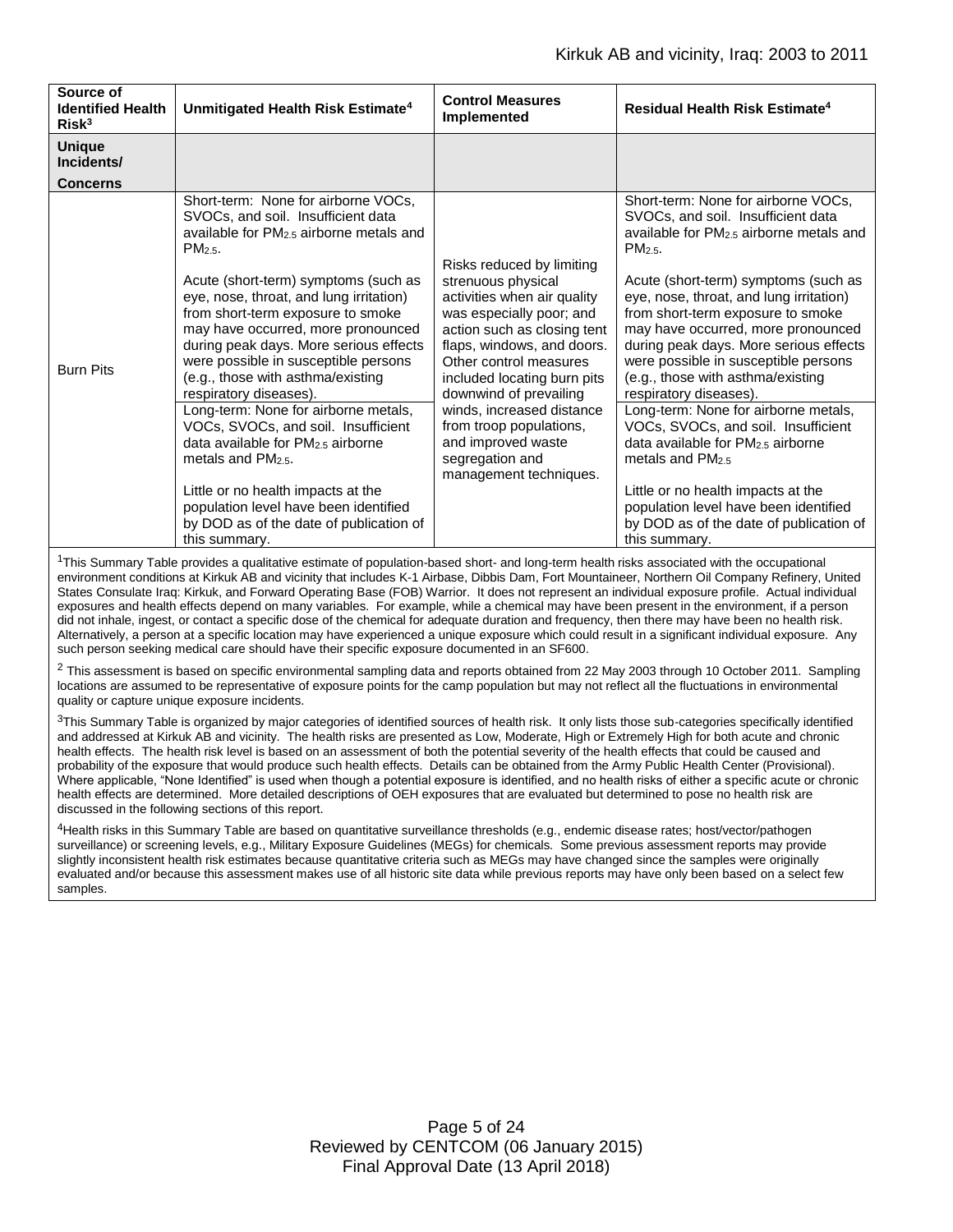| Source of Identified Health Risk[3] | Unmitigated Health Risk Estimate[4] | Control Measures Implemented | Residual Health Risk Estimate[4] |
|---|---|---|---|
| **Unique Incidents/ Concerns** | | | |
| Burn Pits | Short-term: None for airborne VOCs, SVOCs, and soil. Insufficient data available for $PM_{2.5}$ airborne metals and $PM_{2.5}$.<br><br>Acute (short-term) symptoms (such as eye, nose, throat, and lung irritation) from short-term exposure to smoke may have occurred, more pronounced during peak days. More serious effects were possible in susceptible persons (e.g., those with asthma/existing respiratory diseases).<br><br>Long-term: None for airborne metals, VOCs, SVOCs, and soil. Insufficient data available for $PM_{2.5}$ airborne metals and $PM_{2.5}$.<br><br>Little or no health impacts at the population level have been identified by DOD as of the date of publication of this summary. | Risks reduced by limiting strenuous physical activities when air quality was especially poor; and action such as closing tent flaps, windows, and doors. Other control measures included locating burn pits downwind of prevailing winds, increased distance from troop populations, and improved waste segregation and management techniques. | Short-term: None for airborne VOCs, SVOCs, and soil. Insufficient data available for $PM_{2.5}$ airborne metals and $PM_{2.5}$.<br><br>Acute (short-term) symptoms (such as eye, nose, throat, and lung irritation) from short-term exposure to smoke may have occurred, more pronounced during peak days. More serious effects were possible in susceptible persons (e.g., those with asthma/existing respiratory diseases).<br><br>Long-term: None for airborne metals, VOCs, SVOCs, and soil. Insufficient data available for $PM_{2.5}$ airborne metals and $PM_{2.5}$<br><br>Little or no health impacts at the population level have been identified by DOD as of the date of publication of this summary. |

[1]This Summary Table provides a qualitative estimate of population-based short- and long-term health risks associated with the occupational environment conditions at Kirkuk AB and vicinity that includes K-1 Airbase, Dibbis Dam, Fort Mountaineer, Northern Oil Company Refinery, United States Consulate Iraq: Kirkuk, and Forward Operating Base (FOB) Warrior. It does not represent an individual exposure profile. Actual individual exposures and health effects depend on many variables. For example, while a chemical may have been present in the environment, if a person did not inhale, ingest, or contact a specific dose of the chemical for adequate duration and frequency, then there may have been no health risk. Alternatively, a person at a specific location may have experienced a unique exposure which could result in a significant individual exposure. Any such person seeking medical care should have their specific exposure documented in an SF600.

[2] This assessment is based on specific environmental sampling data and reports obtained from 22 May 2003 through 10 October 2011. Sampling locations are assumed to be representative of exposure points for the camp population but may not reflect all the fluctuations in environmental quality or capture unique exposure incidents.

[3]This Summary Table is organized by major categories of identified sources of health risk. It only lists those sub-categories specifically identified and addressed at Kirkuk AB and vicinity. The health risks are presented as Low, Moderate, High or Extremely High for both acute and chronic health effects. The health risk level is based on an assessment of both the potential severity of the health effects that could be caused and probability of the exposure that would produce such health effects. Details can be obtained from the Army Public Health Center (Provisional). Where applicable, "None Identified" is used when though a potential exposure is identified, and no health risks of either a specific acute or chronic health effects are determined. More detailed descriptions of OEH exposures that are evaluated but determined to pose no health risk are discussed in the following sections of this report.

[4]Health risks in this Summary Table are based on quantitative surveillance thresholds (e.g., endemic disease rates; host/vector/pathogen surveillance) or screening levels, e.g., Military Exposure Guidelines (MEGs) for chemicals. Some previous assessment reports may provide slightly inconsistent health risk estimates because quantitative criteria such as MEGs may have changed since the samples were originally evaluated and/or because this assessment makes use of all historic site data while previous reports may have only been based on a select few samples.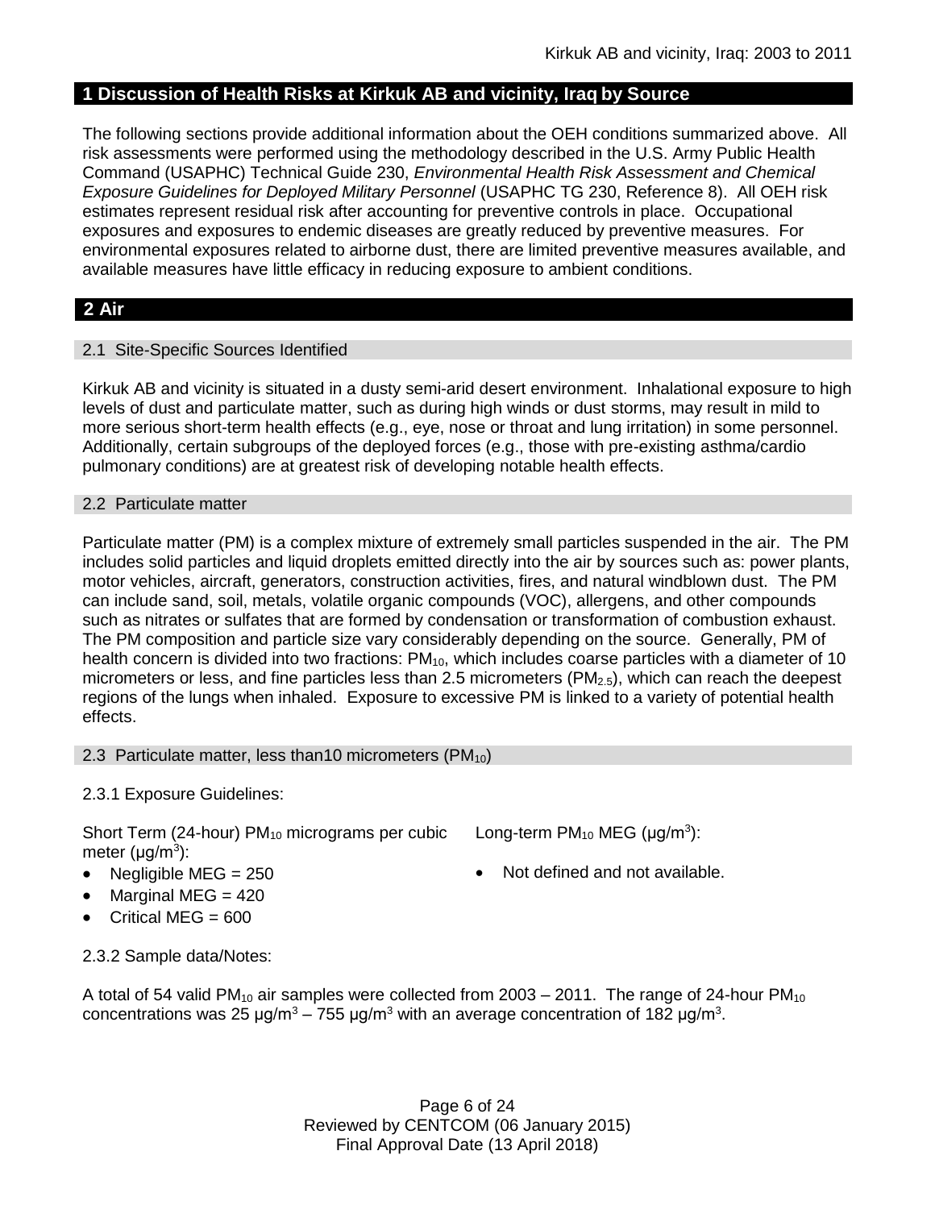## 1 Discussion of Health Risks at Kirkuk AB and vicinity, Iraq by Source

The following sections provide additional information about the OEH conditions summarized above. All risk assessments were performed using the methodology described in the U.S. Army Public Health Command (USAPHC) Technical Guide 230, *Environmental Health Risk Assessment and Chemical Exposure Guidelines for Deployed Military Personnel* (USAPHC TG 230, Reference 8). All OEH risk estimates represent residual risk after accounting for preventive controls in place. Occupational exposures and exposures to endemic diseases are greatly reduced by preventive measures. For environmental exposures related to airborne dust, there are limited preventive measures available, and available measures have little efficacy in reducing exposure to ambient conditions.

## 2 Air

### 2.1 Site-Specific Sources Identified

Kirkuk AB and vicinity is situated in a dusty semi-arid desert environment. Inhalational exposure to high levels of dust and particulate matter, such as during high winds or dust storms, may result in mild to more serious short-term health effects (e.g., eye, nose or throat and lung irritation) in some personnel. Additionally, certain subgroups of the deployed forces (e.g., those with pre-existing asthma/cardio pulmonary conditions) are at greatest risk of developing notable health effects.

### 2.2 Particulate matter

Particulate matter (PM) is a complex mixture of extremely small particles suspended in the air. The PM includes solid particles and liquid droplets emitted directly into the air by sources such as: power plants, motor vehicles, aircraft, generators, construction activities, fires, and natural windblown dust. The PM can include sand, soil, metals, volatile organic compounds (VOC), allergens, and other compounds such as nitrates or sulfates that are formed by condensation or transformation of combustion exhaust. The PM composition and particle size vary considerably depending on the source. Generally, PM of health concern is divided into two fractions: $PM_{10}$, which includes coarse particles with a diameter of 10 micrometers or less, and fine particles less than 2.5 micrometers ($PM_{2.5}$), which can reach the deepest regions of the lungs when inhaled. Exposure to excessive PM is linked to a variety of potential health effects.

### 2.3 Particulate matter, less than10 micrometers ($PM_{10}$)

2.3.1 Exposure Guidelines:

Short Term (24-hour) $PM_{10}$ micrograms per cubic meter (μg/m$^3$):

- Negligible MEG = 250
- Marginal MEG = 420
- Critical MEG = 600

Long-term $PM_{10}$ MEG (μg/m$^3$):

- Not defined and not available.

2.3.2 Sample data/Notes:

A total of 54 valid $PM_{10}$ air samples were collected from 2003 – 2011. The range of 24-hour $PM_{10}$ concentrations was 25 μg/m$^3$ – 755 μg/m$^3$ with an average concentration of 182 μg/m$^3$.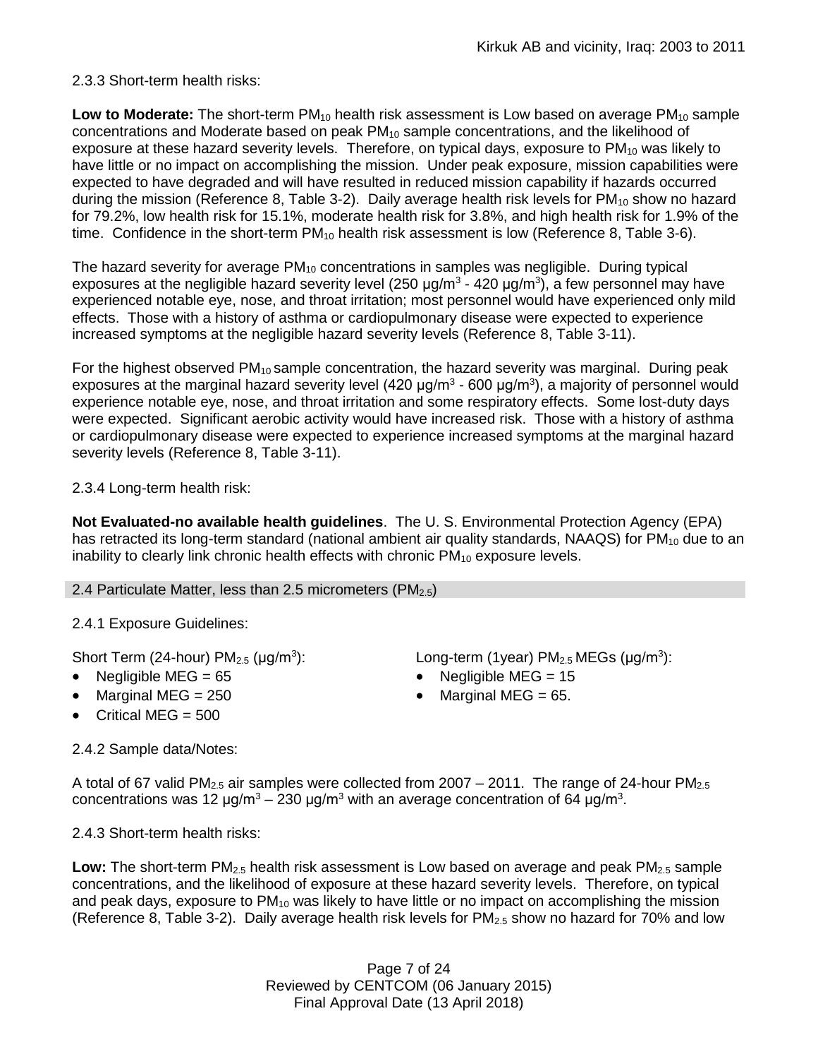2.3.3 Short-term health risks:

**Low to Moderate:** The short-term $PM_{10}$ health risk assessment is Low based on average $PM_{10}$ sample concentrations and Moderate based on peak $PM_{10}$ sample concentrations, and the likelihood of exposure at these hazard severity levels. Therefore, on typical days, exposure to $PM_{10}$ was likely to have little or no impact on accomplishing the mission. Under peak exposure, mission capabilities were expected to have degraded and will have resulted in reduced mission capability if hazards occurred during the mission (Reference 8, Table 3-2). Daily average health risk levels for $PM_{10}$ show no hazard for 79.2%, low health risk for 15.1%, moderate health risk for 3.8%, and high health risk for 1.9% of the time. Confidence in the short-term $PM_{10}$ health risk assessment is low (Reference 8, Table 3-6).

The hazard severity for average $PM_{10}$ concentrations in samples was negligible. During typical exposures at the negligible hazard severity level (250 μg/m$^3$ - 420 μg/m$^3$), a few personnel may have experienced notable eye, nose, and throat irritation; most personnel would have experienced only mild effects. Those with a history of asthma or cardiopulmonary disease were expected to experience increased symptoms at the negligible hazard severity levels (Reference 8, Table 3-11).

For the highest observed $PM_{10}$ sample concentration, the hazard severity was marginal. During peak exposures at the marginal hazard severity level (420 μg/m$^3$ - 600 μg/m$^3$), a majority of personnel would experience notable eye, nose, and throat irritation and some respiratory effects. Some lost-duty days were expected. Significant aerobic activity would have increased risk. Those with a history of asthma or cardiopulmonary disease were expected to experience increased symptoms at the marginal hazard severity levels (Reference 8, Table 3-11).

2.3.4 Long-term health risk:

**Not Evaluated-no available health guidelines**. The U. S. Environmental Protection Agency (EPA) has retracted its long-term standard (national ambient air quality standards, NAAQS) for $PM_{10}$ due to an inability to clearly link chronic health effects with chronic $PM_{10}$ exposure levels.

## 2.4 Particulate Matter, less than 2.5 micrometers ($PM_{2.5}$)

2.4.1 Exposure Guidelines:

Short Term (24-hour) $PM_{2.5}$ (μg/m$^3$):

- Negligible MEG = 65
- Marginal MEG = 250
- Critical MEG = 500

Long-term (1year) $PM_{2.5}$ MEGs (μg/m$^3$):

- Negligible MEG = 15
- Marginal MEG = 65.

2.4.2 Sample data/Notes:

A total of 67 valid $PM_{2.5}$ air samples were collected from 2007 – 2011. The range of 24-hour $PM_{2.5}$ concentrations was 12 μg/m$^3$ – 230 μg/m$^3$ with an average concentration of 64 μg/m$^3$.

2.4.3 Short-term health risks:

**Low:** The short-term $PM_{2.5}$ health risk assessment is Low based on average and peak $PM_{2.5}$ sample concentrations, and the likelihood of exposure at these hazard severity levels. Therefore, on typical and peak days, exposure to $PM_{10}$ was likely to have little or no impact on accomplishing the mission (Reference 8, Table 3-2). Daily average health risk levels for $PM_{2.5}$ show no hazard for 70% and low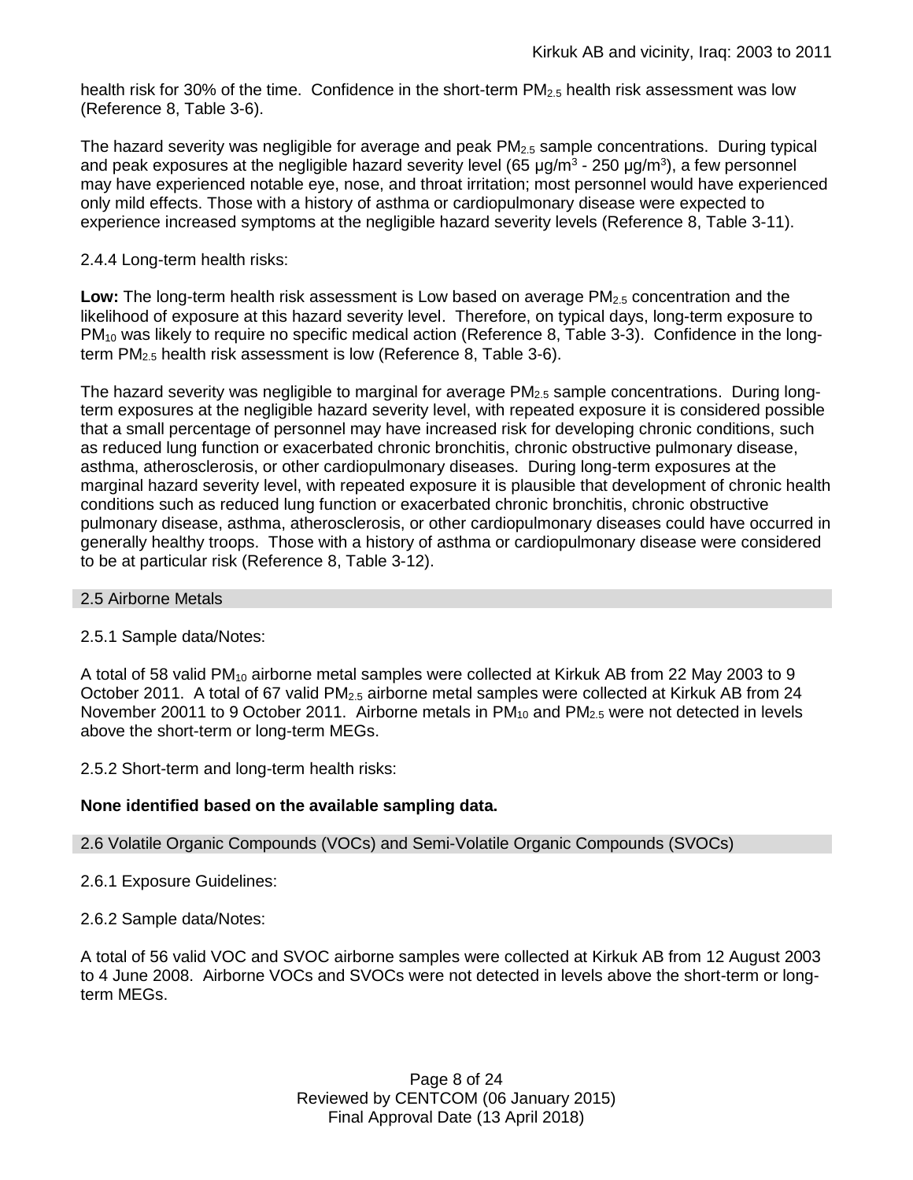health risk for 30% of the time. Confidence in the short-term $PM_{2.5}$ health risk assessment was low (Reference 8, Table 3-6).

The hazard severity was negligible for average and peak $PM_{2.5}$ sample concentrations. During typical and peak exposures at the negligible hazard severity level (65 $\mu g/m^3$ - 250 $\mu g/m^3$), a few personnel may have experienced notable eye, nose, and throat irritation; most personnel would have experienced only mild effects. Those with a history of asthma or cardiopulmonary disease were expected to experience increased symptoms at the negligible hazard severity levels (Reference 8, Table 3-11).

2.4.4 Long-term health risks:

**Low:** The long-term health risk assessment is Low based on average $PM_{2.5}$ concentration and the likelihood of exposure at this hazard severity level. Therefore, on typical days, long-term exposure to $PM_{10}$ was likely to require no specific medical action (Reference 8, Table 3-3). Confidence in the long-term $PM_{2.5}$ health risk assessment is low (Reference 8, Table 3-6).

The hazard severity was negligible to marginal for average $PM_{2.5}$ sample concentrations. During long-term exposures at the negligible hazard severity level, with repeated exposure it is considered possible that a small percentage of personnel may have increased risk for developing chronic conditions, such as reduced lung function or exacerbated chronic bronchitis, chronic obstructive pulmonary disease, asthma, atherosclerosis, or other cardiopulmonary diseases. During long-term exposures at the marginal hazard severity level, with repeated exposure it is plausible that development of chronic health conditions such as reduced lung function or exacerbated chronic bronchitis, chronic obstructive pulmonary disease, asthma, atherosclerosis, or other cardiopulmonary diseases could have occurred in generally healthy troops. Those with a history of asthma or cardiopulmonary disease were considered to be at particular risk (Reference 8, Table 3-12).

## 2.5 Airborne Metals

2.5.1 Sample data/Notes:

A total of 58 valid $PM_{10}$ airborne metal samples were collected at Kirkuk AB from 22 May 2003 to 9 October 2011. A total of 67 valid $PM_{2.5}$ airborne metal samples were collected at Kirkuk AB from 24 November 20011 to 9 October 2011. Airborne metals in $PM_{10}$ and $PM_{2.5}$ were not detected in levels above the short-term or long-term MEGs.

2.5.2 Short-term and long-term health risks:

**None identified based on the available sampling data.**

## 2.6 Volatile Organic Compounds (VOCs) and Semi-Volatile Organic Compounds (SVOCs)

2.6.1 Exposure Guidelines:

2.6.2 Sample data/Notes:

A total of 56 valid VOC and SVOC airborne samples were collected at Kirkuk AB from 12 August 2003 to 4 June 2008. Airborne VOCs and SVOCs were not detected in levels above the short-term or long-term MEGs.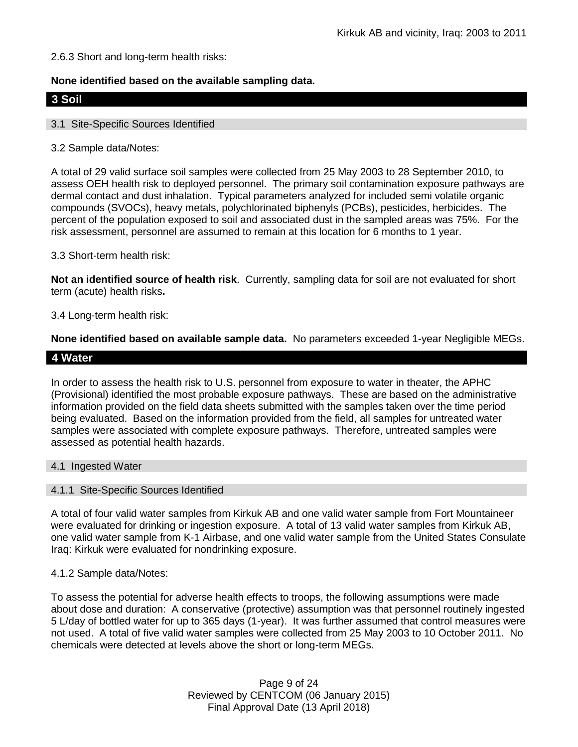2.6.3 Short and long-term health risks:

**None identified based on the available sampling data.**

## 3 Soil

### 3.1 Site-Specific Sources Identified

3.2 Sample data/Notes:

A total of 29 valid surface soil samples were collected from 25 May 2003 to 28 September 2010, to assess OEH health risk to deployed personnel. The primary soil contamination exposure pathways are dermal contact and dust inhalation. Typical parameters analyzed for included semi volatile organic compounds (SVOCs), heavy metals, polychlorinated biphenyls (PCBs), pesticides, herbicides. The percent of the population exposed to soil and associated dust in the sampled areas was 75%. For the risk assessment, personnel are assumed to remain at this location for 6 months to 1 year.

3.3 Short-term health risk:

**Not an identified source of health risk**. Currently, sampling data for soil are not evaluated for short term (acute) health risks**.**

3.4 Long-term health risk:

**None identified based on available sample data.** No parameters exceeded 1-year Negligible MEGs.

## 4 Water

In order to assess the health risk to U.S. personnel from exposure to water in theater, the APHC (Provisional) identified the most probable exposure pathways. These are based on the administrative information provided on the field data sheets submitted with the samples taken over the time period being evaluated. Based on the information provided from the field, all samples for untreated water samples were associated with complete exposure pathways. Therefore, untreated samples were assessed as potential health hazards.

### 4.1 Ingested Water

### 4.1.1 Site-Specific Sources Identified

A total of four valid water samples from Kirkuk AB and one valid water sample from Fort Mountaineer were evaluated for drinking or ingestion exposure. A total of 13 valid water samples from Kirkuk AB, one valid water sample from K-1 Airbase, and one valid water sample from the United States Consulate Iraq: Kirkuk were evaluated for nondrinking exposure.

4.1.2 Sample data/Notes:

To assess the potential for adverse health effects to troops, the following assumptions were made about dose and duration: A conservative (protective) assumption was that personnel routinely ingested 5 L/day of bottled water for up to 365 days (1-year). It was further assumed that control measures were not used. A total of five valid water samples were collected from 25 May 2003 to 10 October 2011. No chemicals were detected at levels above the short or long-term MEGs.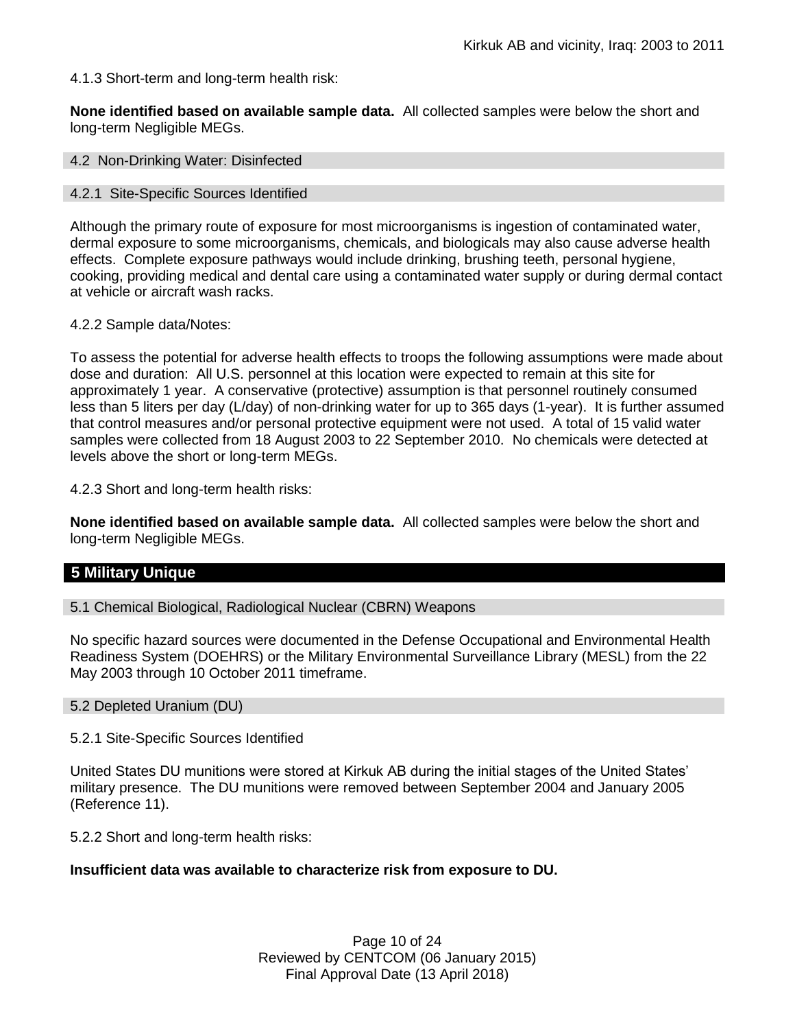4.1.3 Short-term and long-term health risk:

**None identified based on available sample data.** All collected samples were below the short and long-term Negligible MEGs.

### 4.2 Non-Drinking Water: Disinfected

#### 4.2.1 Site-Specific Sources Identified

Although the primary route of exposure for most microorganisms is ingestion of contaminated water, dermal exposure to some microorganisms, chemicals, and biologicals may also cause adverse health effects. Complete exposure pathways would include drinking, brushing teeth, personal hygiene, cooking, providing medical and dental care using a contaminated water supply or during dermal contact at vehicle or aircraft wash racks.

4.2.2 Sample data/Notes:

To assess the potential for adverse health effects to troops the following assumptions were made about dose and duration: All U.S. personnel at this location were expected to remain at this site for approximately 1 year. A conservative (protective) assumption is that personnel routinely consumed less than 5 liters per day (L/day) of non-drinking water for up to 365 days (1-year). It is further assumed that control measures and/or personal protective equipment were not used. A total of 15 valid water samples were collected from 18 August 2003 to 22 September 2010. No chemicals were detected at levels above the short or long-term MEGs.

4.2.3 Short and long-term health risks:

**None identified based on available sample data.** All collected samples were below the short and long-term Negligible MEGs.

## 5 Military Unique

### 5.1 Chemical Biological, Radiological Nuclear (CBRN) Weapons

No specific hazard sources were documented in the Defense Occupational and Environmental Health Readiness System (DOEHRS) or the Military Environmental Surveillance Library (MESL) from the 22 May 2003 through 10 October 2011 timeframe.

### 5.2 Depleted Uranium (DU)

5.2.1 Site-Specific Sources Identified

United States DU munitions were stored at Kirkuk AB during the initial stages of the United States' military presence. The DU munitions were removed between September 2004 and January 2005 (Reference 11).

5.2.2 Short and long-term health risks:

**Insufficient data was available to characterize risk from exposure to DU.**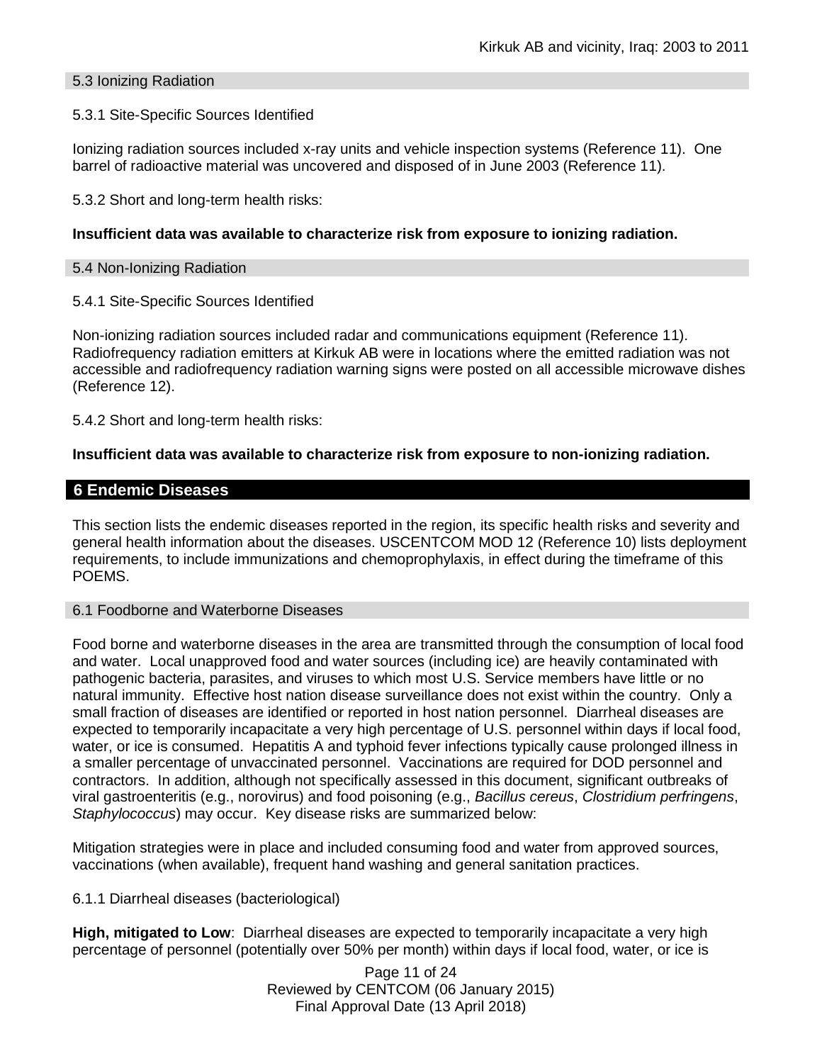### 5.3 Ionizing Radiation

5.3.1 Site-Specific Sources Identified

Ionizing radiation sources included x-ray units and vehicle inspection systems (Reference 11). One barrel of radioactive material was uncovered and disposed of in June 2003 (Reference 11).

5.3.2 Short and long-term health risks:

**Insufficient data was available to characterize risk from exposure to ionizing radiation.**

### 5.4 Non-Ionizing Radiation

5.4.1 Site-Specific Sources Identified

Non-ionizing radiation sources included radar and communications equipment (Reference 11). Radiofrequency radiation emitters at Kirkuk AB were in locations where the emitted radiation was not accessible and radiofrequency radiation warning signs were posted on all accessible microwave dishes (Reference 12).

5.4.2 Short and long-term health risks:

**Insufficient data was available to characterize risk from exposure to non-ionizing radiation.**

## 6 Endemic Diseases

This section lists the endemic diseases reported in the region, its specific health risks and severity and general health information about the diseases. USCENTCOM MOD 12 (Reference 10) lists deployment requirements, to include immunizations and chemoprophylaxis, in effect during the timeframe of this POEMS.

### 6.1 Foodborne and Waterborne Diseases

Food borne and waterborne diseases in the area are transmitted through the consumption of local food and water. Local unapproved food and water sources (including ice) are heavily contaminated with pathogenic bacteria, parasites, and viruses to which most U.S. Service members have little or no natural immunity. Effective host nation disease surveillance does not exist within the country. Only a small fraction of diseases are identified or reported in host nation personnel. Diarrheal diseases are expected to temporarily incapacitate a very high percentage of U.S. personnel within days if local food, water, or ice is consumed. Hepatitis A and typhoid fever infections typically cause prolonged illness in a smaller percentage of unvaccinated personnel. Vaccinations are required for DOD personnel and contractors. In addition, although not specifically assessed in this document, significant outbreaks of viral gastroenteritis (e.g., norovirus) and food poisoning (e.g., *Bacillus cereus*, *Clostridium perfringens*, *Staphylococcus*) may occur. Key disease risks are summarized below:

Mitigation strategies were in place and included consuming food and water from approved sources, vaccinations (when available), frequent hand washing and general sanitation practices.

6.1.1 Diarrheal diseases (bacteriological)

**High, mitigated to Low**: Diarrheal diseases are expected to temporarily incapacitate a very high percentage of personnel (potentially over 50% per month) within days if local food, water, or ice is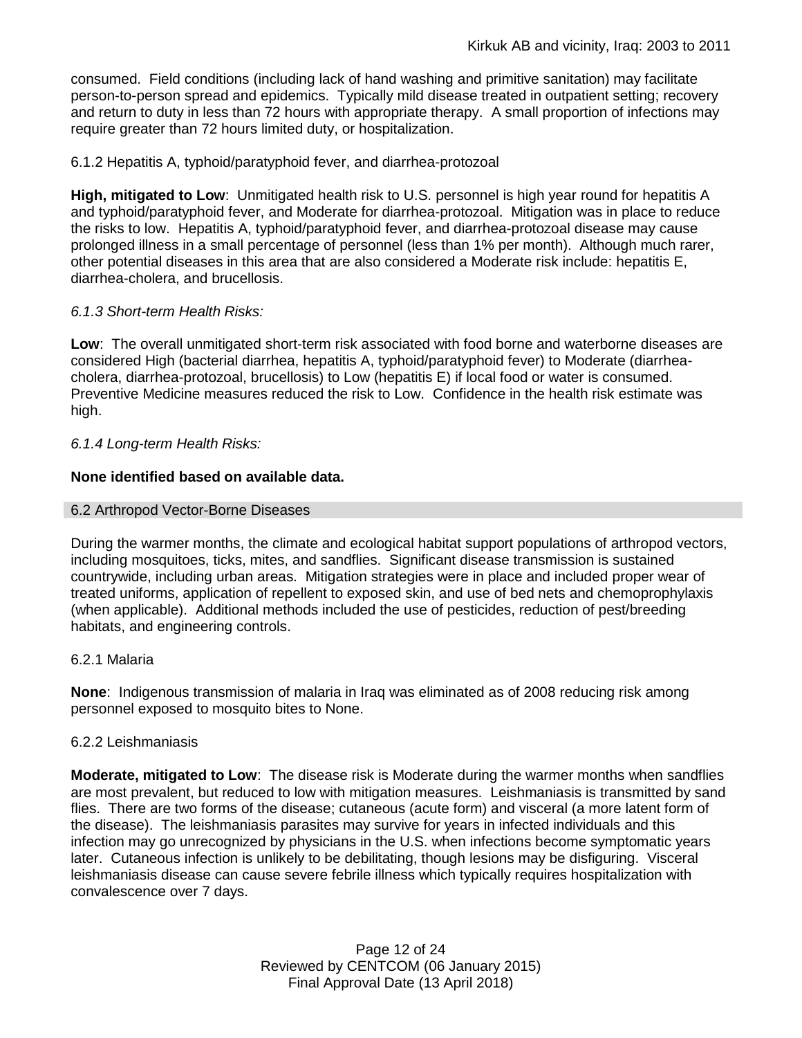consumed. Field conditions (including lack of hand washing and primitive sanitation) may facilitate person-to-person spread and epidemics. Typically mild disease treated in outpatient setting; recovery and return to duty in less than 72 hours with appropriate therapy. A small proportion of infections may require greater than 72 hours limited duty, or hospitalization.

6.1.2 Hepatitis A, typhoid/paratyphoid fever, and diarrhea-protozoal

**High, mitigated to Low**: Unmitigated health risk to U.S. personnel is high year round for hepatitis A and typhoid/paratyphoid fever, and Moderate for diarrhea-protozoal. Mitigation was in place to reduce the risks to low. Hepatitis A, typhoid/paratyphoid fever, and diarrhea-protozoal disease may cause prolonged illness in a small percentage of personnel (less than 1% per month). Although much rarer, other potential diseases in this area that are also considered a Moderate risk include: hepatitis E, diarrhea-cholera, and brucellosis.

*6.1.3 Short-term Health Risks:*

**Low**: The overall unmitigated short-term risk associated with food borne and waterborne diseases are considered High (bacterial diarrhea, hepatitis A, typhoid/paratyphoid fever) to Moderate (diarrhea-cholera, diarrhea-protozoal, brucellosis) to Low (hepatitis E) if local food or water is consumed. Preventive Medicine measures reduced the risk to Low. Confidence in the health risk estimate was high.

*6.1.4 Long-term Health Risks:*

**None identified based on available data.**

## 6.2 Arthropod Vector-Borne Diseases

During the warmer months, the climate and ecological habitat support populations of arthropod vectors, including mosquitoes, ticks, mites, and sandflies. Significant disease transmission is sustained countrywide, including urban areas. Mitigation strategies were in place and included proper wear of treated uniforms, application of repellent to exposed skin, and use of bed nets and chemoprophylaxis (when applicable). Additional methods included the use of pesticides, reduction of pest/breeding habitats, and engineering controls.

6.2.1 Malaria

**None**: Indigenous transmission of malaria in Iraq was eliminated as of 2008 reducing risk among personnel exposed to mosquito bites to None.

6.2.2 Leishmaniasis

**Moderate, mitigated to Low**: The disease risk is Moderate during the warmer months when sandflies are most prevalent, but reduced to low with mitigation measures. Leishmaniasis is transmitted by sand flies. There are two forms of the disease; cutaneous (acute form) and visceral (a more latent form of the disease). The leishmaniasis parasites may survive for years in infected individuals and this infection may go unrecognized by physicians in the U.S. when infections become symptomatic years later. Cutaneous infection is unlikely to be debilitating, though lesions may be disfiguring. Visceral leishmaniasis disease can cause severe febrile illness which typically requires hospitalization with convalescence over 7 days.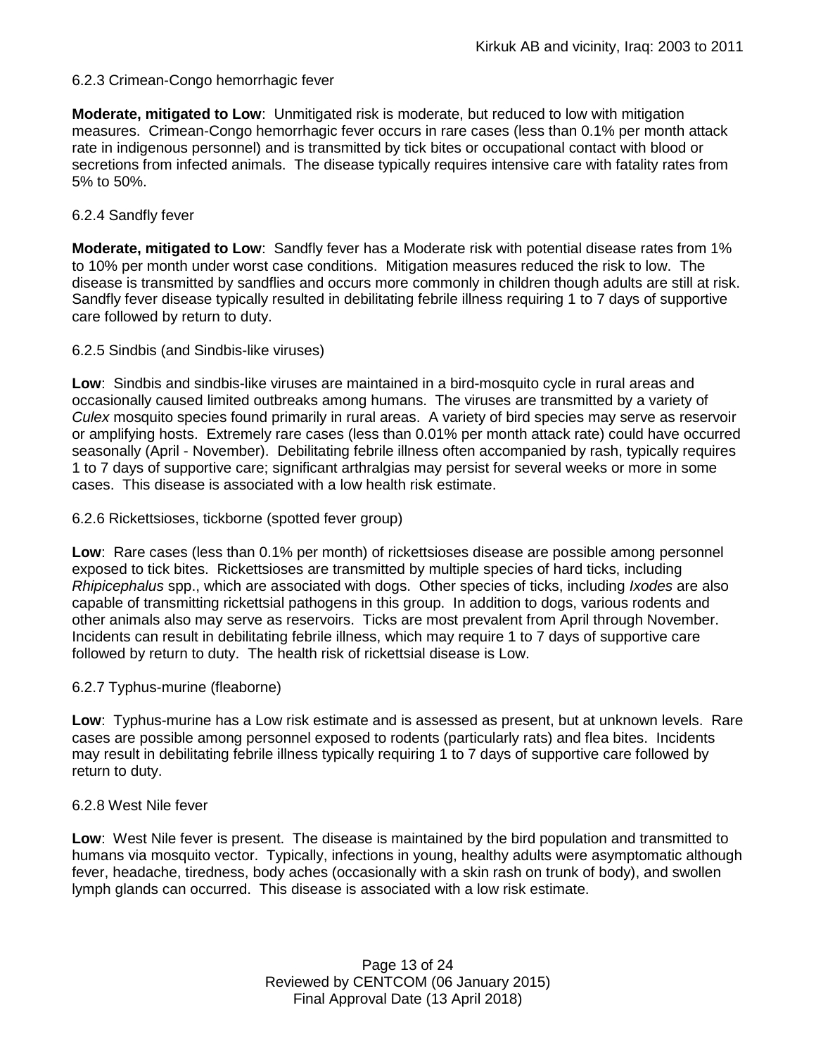#### 6.2.3 Crimean-Congo hemorrhagic fever

**Moderate, mitigated to Low**: Unmitigated risk is moderate, but reduced to low with mitigation measures. Crimean-Congo hemorrhagic fever occurs in rare cases (less than 0.1% per month attack rate in indigenous personnel) and is transmitted by tick bites or occupational contact with blood or secretions from infected animals. The disease typically requires intensive care with fatality rates from 5% to 50%.

#### 6.2.4 Sandfly fever

**Moderate, mitigated to Low**: Sandfly fever has a Moderate risk with potential disease rates from 1% to 10% per month under worst case conditions. Mitigation measures reduced the risk to low. The disease is transmitted by sandflies and occurs more commonly in children though adults are still at risk. Sandfly fever disease typically resulted in debilitating febrile illness requiring 1 to 7 days of supportive care followed by return to duty.

#### 6.2.5 Sindbis (and Sindbis-like viruses)

**Low**: Sindbis and sindbis-like viruses are maintained in a bird-mosquito cycle in rural areas and occasionally caused limited outbreaks among humans. The viruses are transmitted by a variety of *Culex* mosquito species found primarily in rural areas. A variety of bird species may serve as reservoir or amplifying hosts. Extremely rare cases (less than 0.01% per month attack rate) could have occurred seasonally (April - November). Debilitating febrile illness often accompanied by rash, typically requires 1 to 7 days of supportive care; significant arthralgias may persist for several weeks or more in some cases. This disease is associated with a low health risk estimate.

#### 6.2.6 Rickettsioses, tickborne (spotted fever group)

**Low**: Rare cases (less than 0.1% per month) of rickettsioses disease are possible among personnel exposed to tick bites. Rickettsioses are transmitted by multiple species of hard ticks, including *Rhipicephalus* spp., which are associated with dogs. Other species of ticks, including *Ixodes* are also capable of transmitting rickettsial pathogens in this group. In addition to dogs, various rodents and other animals also may serve as reservoirs. Ticks are most prevalent from April through November. Incidents can result in debilitating febrile illness, which may require 1 to 7 days of supportive care followed by return to duty. The health risk of rickettsial disease is Low.

#### 6.2.7 Typhus-murine (fleaborne)

**Low**: Typhus-murine has a Low risk estimate and is assessed as present, but at unknown levels. Rare cases are possible among personnel exposed to rodents (particularly rats) and flea bites. Incidents may result in debilitating febrile illness typically requiring 1 to 7 days of supportive care followed by return to duty.

#### 6.2.8 West Nile fever

**Low**: West Nile fever is present. The disease is maintained by the bird population and transmitted to humans via mosquito vector. Typically, infections in young, healthy adults were asymptomatic although fever, headache, tiredness, body aches (occasionally with a skin rash on trunk of body), and swollen lymph glands can occurred. This disease is associated with a low risk estimate.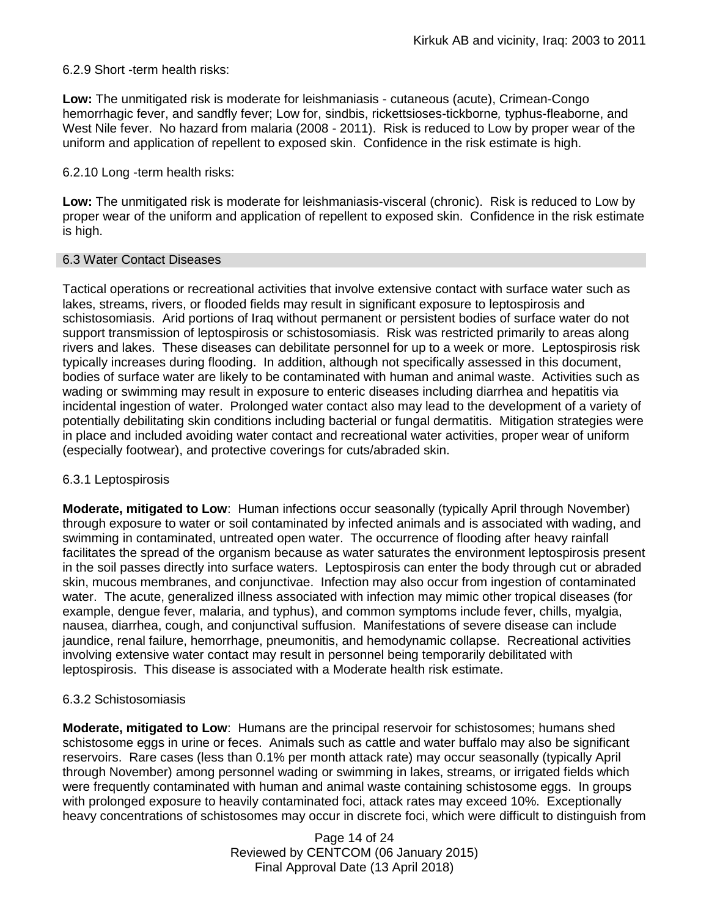6.2.9 Short -term health risks:

**Low:** The unmitigated risk is moderate for leishmaniasis - cutaneous (acute), Crimean-Congo hemorrhagic fever, and sandfly fever; Low for, sindbis, rickettsioses-tickborne*,* typhus-fleaborne, and West Nile fever. No hazard from malaria (2008 - 2011). Risk is reduced to Low by proper wear of the uniform and application of repellent to exposed skin. Confidence in the risk estimate is high.

6.2.10 Long -term health risks:

**Low:** The unmitigated risk is moderate for leishmaniasis-visceral (chronic). Risk is reduced to Low by proper wear of the uniform and application of repellent to exposed skin. Confidence in the risk estimate is high.

## 6.3 Water Contact Diseases

Tactical operations or recreational activities that involve extensive contact with surface water such as lakes, streams, rivers, or flooded fields may result in significant exposure to leptospirosis and schistosomiasis. Arid portions of Iraq without permanent or persistent bodies of surface water do not support transmission of leptospirosis or schistosomiasis. Risk was restricted primarily to areas along rivers and lakes. These diseases can debilitate personnel for up to a week or more. Leptospirosis risk typically increases during flooding. In addition, although not specifically assessed in this document, bodies of surface water are likely to be contaminated with human and animal waste. Activities such as wading or swimming may result in exposure to enteric diseases including diarrhea and hepatitis via incidental ingestion of water. Prolonged water contact also may lead to the development of a variety of potentially debilitating skin conditions including bacterial or fungal dermatitis. Mitigation strategies were in place and included avoiding water contact and recreational water activities, proper wear of uniform (especially footwear), and protective coverings for cuts/abraded skin.

6.3.1 Leptospirosis

**Moderate, mitigated to Low**: Human infections occur seasonally (typically April through November) through exposure to water or soil contaminated by infected animals and is associated with wading, and swimming in contaminated, untreated open water. The occurrence of flooding after heavy rainfall facilitates the spread of the organism because as water saturates the environment leptospirosis present in the soil passes directly into surface waters. Leptospirosis can enter the body through cut or abraded skin, mucous membranes, and conjunctivae. Infection may also occur from ingestion of contaminated water. The acute, generalized illness associated with infection may mimic other tropical diseases (for example, dengue fever, malaria, and typhus), and common symptoms include fever, chills, myalgia, nausea, diarrhea, cough, and conjunctival suffusion. Manifestations of severe disease can include jaundice, renal failure, hemorrhage, pneumonitis, and hemodynamic collapse. Recreational activities involving extensive water contact may result in personnel being temporarily debilitated with leptospirosis. This disease is associated with a Moderate health risk estimate.

6.3.2 Schistosomiasis

**Moderate, mitigated to Low**: Humans are the principal reservoir for schistosomes; humans shed schistosome eggs in urine or feces. Animals such as cattle and water buffalo may also be significant reservoirs. Rare cases (less than 0.1% per month attack rate) may occur seasonally (typically April through November) among personnel wading or swimming in lakes, streams, or irrigated fields which were frequently contaminated with human and animal waste containing schistosome eggs. In groups with prolonged exposure to heavily contaminated foci, attack rates may exceed 10%. Exceptionally heavy concentrations of schistosomes may occur in discrete foci, which were difficult to distinguish from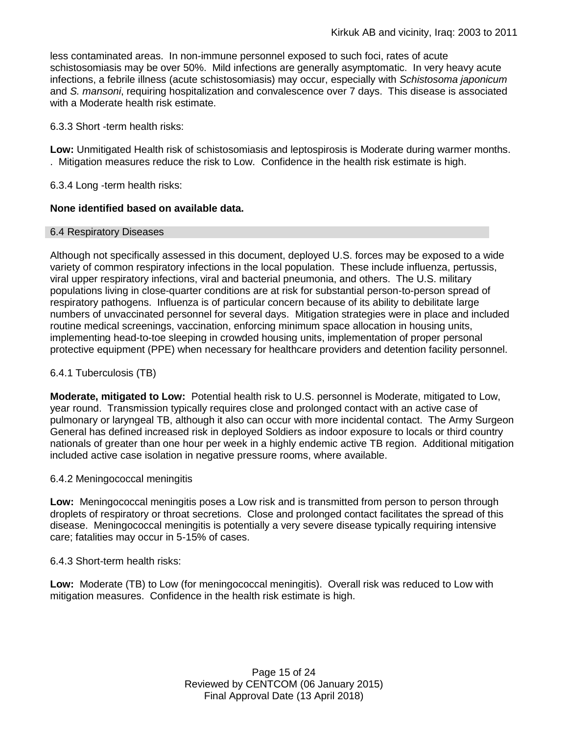less contaminated areas. In non-immune personnel exposed to such foci, rates of acute schistosomiasis may be over 50%. Mild infections are generally asymptomatic. In very heavy acute infections, a febrile illness (acute schistosomiasis) may occur, especially with *Schistosoma japonicum* and *S. mansoni*, requiring hospitalization and convalescence over 7 days. This disease is associated with a Moderate health risk estimate.

6.3.3 Short -term health risks:

**Low:** Unmitigated Health risk of schistosomiasis and leptospirosis is Moderate during warmer months. . Mitigation measures reduce the risk to Low. Confidence in the health risk estimate is high.

6.3.4 Long -term health risks:

**None identified based on available data.**

## 6.4 Respiratory Diseases

Although not specifically assessed in this document, deployed U.S. forces may be exposed to a wide variety of common respiratory infections in the local population. These include influenza, pertussis, viral upper respiratory infections, viral and bacterial pneumonia, and others. The U.S. military populations living in close-quarter conditions are at risk for substantial person-to-person spread of respiratory pathogens. Influenza is of particular concern because of its ability to debilitate large numbers of unvaccinated personnel for several days. Mitigation strategies were in place and included routine medical screenings, vaccination, enforcing minimum space allocation in housing units, implementing head-to-toe sleeping in crowded housing units, implementation of proper personal protective equipment (PPE) when necessary for healthcare providers and detention facility personnel.

6.4.1 Tuberculosis (TB)

**Moderate, mitigated to Low:** Potential health risk to U.S. personnel is Moderate, mitigated to Low, year round. Transmission typically requires close and prolonged contact with an active case of pulmonary or laryngeal TB, although it also can occur with more incidental contact. The Army Surgeon General has defined increased risk in deployed Soldiers as indoor exposure to locals or third country nationals of greater than one hour per week in a highly endemic active TB region. Additional mitigation included active case isolation in negative pressure rooms, where available.

6.4.2 Meningococcal meningitis

**Low:** Meningococcal meningitis poses a Low risk and is transmitted from person to person through droplets of respiratory or throat secretions. Close and prolonged contact facilitates the spread of this disease. Meningococcal meningitis is potentially a very severe disease typically requiring intensive care; fatalities may occur in 5-15% of cases.

6.4.3 Short-term health risks:

**Low:** Moderate (TB) to Low (for meningococcal meningitis). Overall risk was reduced to Low with mitigation measures. Confidence in the health risk estimate is high.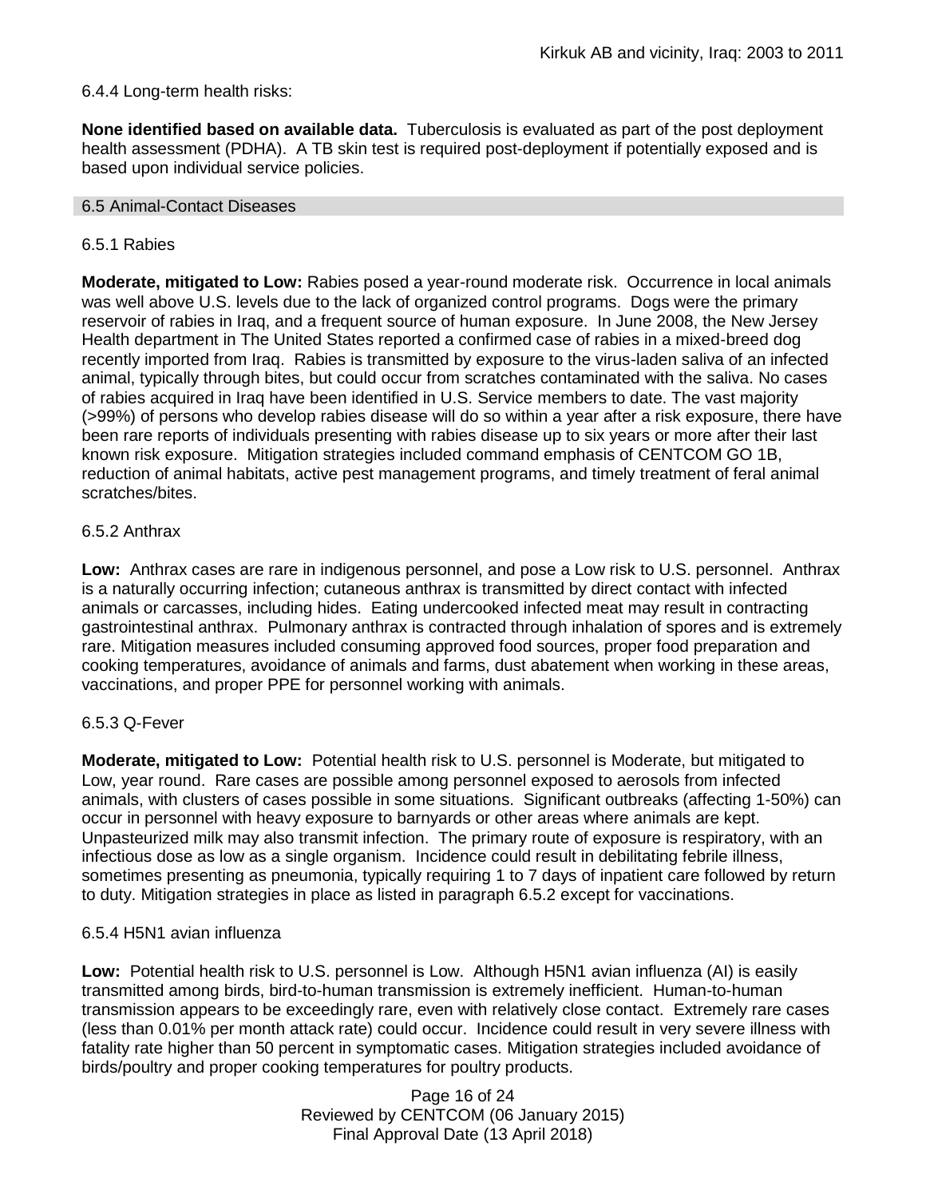6.4.4 Long-term health risks:

**None identified based on available data.** Tuberculosis is evaluated as part of the post deployment health assessment (PDHA). A TB skin test is required post-deployment if potentially exposed and is based upon individual service policies.

## 6.5 Animal-Contact Diseases

### 6.5.1 Rabies

**Moderate, mitigated to Low:** Rabies posed a year-round moderate risk. Occurrence in local animals was well above U.S. levels due to the lack of organized control programs. Dogs were the primary reservoir of rabies in Iraq, and a frequent source of human exposure. In June 2008, the New Jersey Health department in The United States reported a confirmed case of rabies in a mixed-breed dog recently imported from Iraq. Rabies is transmitted by exposure to the virus-laden saliva of an infected animal, typically through bites, but could occur from scratches contaminated with the saliva. No cases of rabies acquired in Iraq have been identified in U.S. Service members to date. The vast majority (>99%) of persons who develop rabies disease will do so within a year after a risk exposure, there have been rare reports of individuals presenting with rabies disease up to six years or more after their last known risk exposure. Mitigation strategies included command emphasis of CENTCOM GO 1B, reduction of animal habitats, active pest management programs, and timely treatment of feral animal scratches/bites.

### 6.5.2 Anthrax

**Low:** Anthrax cases are rare in indigenous personnel, and pose a Low risk to U.S. personnel. Anthrax is a naturally occurring infection; cutaneous anthrax is transmitted by direct contact with infected animals or carcasses, including hides. Eating undercooked infected meat may result in contracting gastrointestinal anthrax. Pulmonary anthrax is contracted through inhalation of spores and is extremely rare. Mitigation measures included consuming approved food sources, proper food preparation and cooking temperatures, avoidance of animals and farms, dust abatement when working in these areas, vaccinations, and proper PPE for personnel working with animals.

### 6.5.3 Q-Fever

**Moderate, mitigated to Low:** Potential health risk to U.S. personnel is Moderate, but mitigated to Low, year round. Rare cases are possible among personnel exposed to aerosols from infected animals, with clusters of cases possible in some situations. Significant outbreaks (affecting 1-50%) can occur in personnel with heavy exposure to barnyards or other areas where animals are kept. Unpasteurized milk may also transmit infection. The primary route of exposure is respiratory, with an infectious dose as low as a single organism. Incidence could result in debilitating febrile illness, sometimes presenting as pneumonia, typically requiring 1 to 7 days of inpatient care followed by return to duty. Mitigation strategies in place as listed in paragraph 6.5.2 except for vaccinations.

### 6.5.4 H5N1 avian influenza

**Low:** Potential health risk to U.S. personnel is Low. Although H5N1 avian influenza (AI) is easily transmitted among birds, bird-to-human transmission is extremely inefficient. Human-to-human transmission appears to be exceedingly rare, even with relatively close contact. Extremely rare cases (less than 0.01% per month attack rate) could occur. Incidence could result in very severe illness with fatality rate higher than 50 percent in symptomatic cases. Mitigation strategies included avoidance of birds/poultry and proper cooking temperatures for poultry products.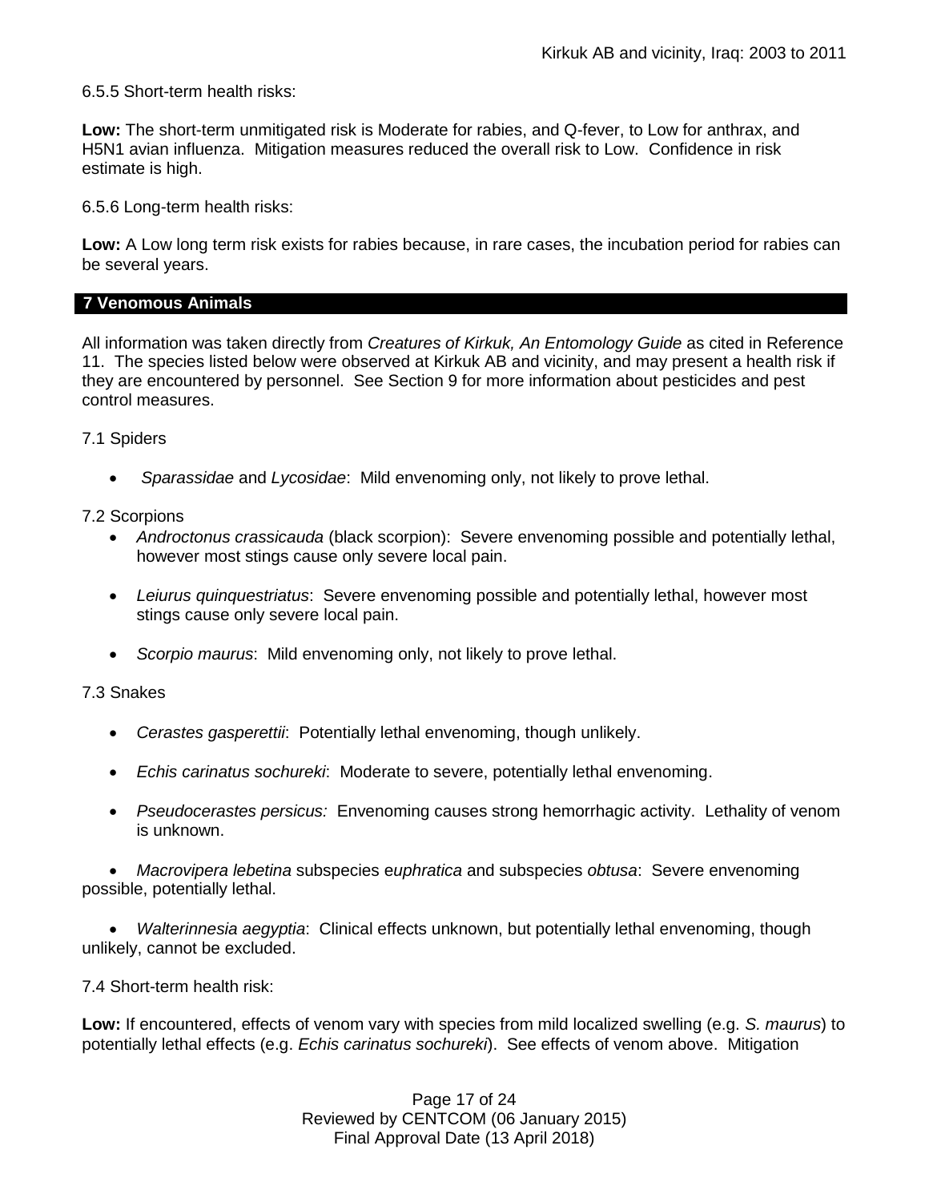6.5.5 Short-term health risks:

**Low:** The short-term unmitigated risk is Moderate for rabies, and Q-fever, to Low for anthrax, and H5N1 avian influenza. Mitigation measures reduced the overall risk to Low. Confidence in risk estimate is high.

6.5.6 Long-term health risks:

**Low:** A Low long term risk exists for rabies because, in rare cases, the incubation period for rabies can be several years.

## 7 Venomous Animals

All information was taken directly from *Creatures of Kirkuk, An Entomology Guide* as cited in Reference 11. The species listed below were observed at Kirkuk AB and vicinity, and may present a health risk if they are encountered by personnel. See Section 9 for more information about pesticides and pest control measures.

7.1 Spiders

- *Sparassidae* and *Lycosidae*: Mild envenoming only, not likely to prove lethal.

7.2 Scorpions

- *Androctonus crassicauda* (black scorpion): Severe envenoming possible and potentially lethal, however most stings cause only severe local pain.
- *Leiurus quinquestriatus*: Severe envenoming possible and potentially lethal, however most stings cause only severe local pain.
- *Scorpio maurus*: Mild envenoming only, not likely to prove lethal.

7.3 Snakes

- *Cerastes gasperettii*: Potentially lethal envenoming, though unlikely.
- *Echis carinatus sochureki*: Moderate to severe, potentially lethal envenoming.
- *Pseudocerastes persicus:* Envenoming causes strong hemorrhagic activity. Lethality of venom is unknown.
- *Macrovipera lebetina* subspecies e*uphratica* and subspecies *obtusa*: Severe envenoming possible, potentially lethal.
- *Walterinnesia aegyptia*: Clinical effects unknown, but potentially lethal envenoming, though unlikely, cannot be excluded.

7.4 Short-term health risk:

**Low:** If encountered, effects of venom vary with species from mild localized swelling (e.g. *S. maurus*) to potentially lethal effects (e.g. *Echis carinatus sochureki*). See effects of venom above. Mitigation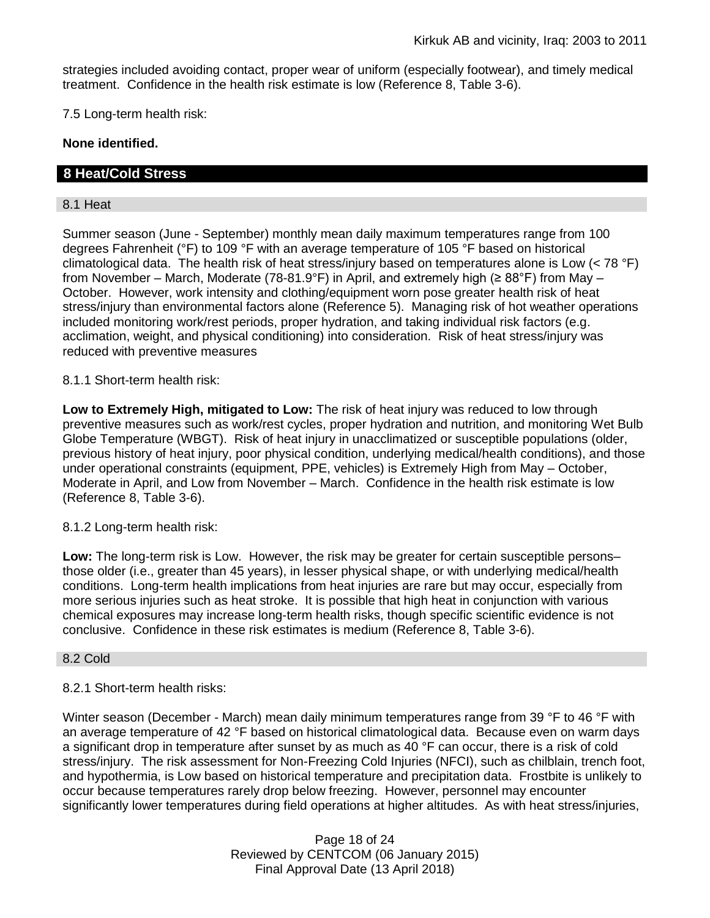strategies included avoiding contact, proper wear of uniform (especially footwear), and timely medical treatment. Confidence in the health risk estimate is low (Reference 8, Table 3-6).

7.5 Long-term health risk:

**None identified.**

## 8 Heat/Cold Stress

### 8.1 Heat

Summer season (June - September) monthly mean daily maximum temperatures range from 100 degrees Fahrenheit (°F) to 109 °F with an average temperature of 105 °F based on historical climatological data. The health risk of heat stress/injury based on temperatures alone is Low (< 78 °F) from November – March, Moderate (78-81.9°F) in April, and extremely high (≥ 88°F) from May – October. However, work intensity and clothing/equipment worn pose greater health risk of heat stress/injury than environmental factors alone (Reference 5). Managing risk of hot weather operations included monitoring work/rest periods, proper hydration, and taking individual risk factors (e.g. acclimation, weight, and physical conditioning) into consideration. Risk of heat stress/injury was reduced with preventive measures

8.1.1 Short-term health risk:

**Low to Extremely High, mitigated to Low:** The risk of heat injury was reduced to low through preventive measures such as work/rest cycles, proper hydration and nutrition, and monitoring Wet Bulb Globe Temperature (WBGT). Risk of heat injury in unacclimatized or susceptible populations (older, previous history of heat injury, poor physical condition, underlying medical/health conditions), and those under operational constraints (equipment, PPE, vehicles) is Extremely High from May – October, Moderate in April, and Low from November – March. Confidence in the health risk estimate is low (Reference 8, Table 3-6).

8.1.2 Long-term health risk:

**Low:** The long-term risk is Low. However, the risk may be greater for certain susceptible persons– those older (i.e., greater than 45 years), in lesser physical shape, or with underlying medical/health conditions. Long-term health implications from heat injuries are rare but may occur, especially from more serious injuries such as heat stroke. It is possible that high heat in conjunction with various chemical exposures may increase long-term health risks, though specific scientific evidence is not conclusive. Confidence in these risk estimates is medium (Reference 8, Table 3-6).

### 8.2 Cold

8.2.1 Short-term health risks:

Winter season (December - March) mean daily minimum temperatures range from 39 °F to 46 °F with an average temperature of 42 °F based on historical climatological data. Because even on warm days a significant drop in temperature after sunset by as much as 40 °F can occur, there is a risk of cold stress/injury. The risk assessment for Non-Freezing Cold Injuries (NFCI), such as chilblain, trench foot, and hypothermia, is Low based on historical temperature and precipitation data. Frostbite is unlikely to occur because temperatures rarely drop below freezing. However, personnel may encounter significantly lower temperatures during field operations at higher altitudes. As with heat stress/injuries,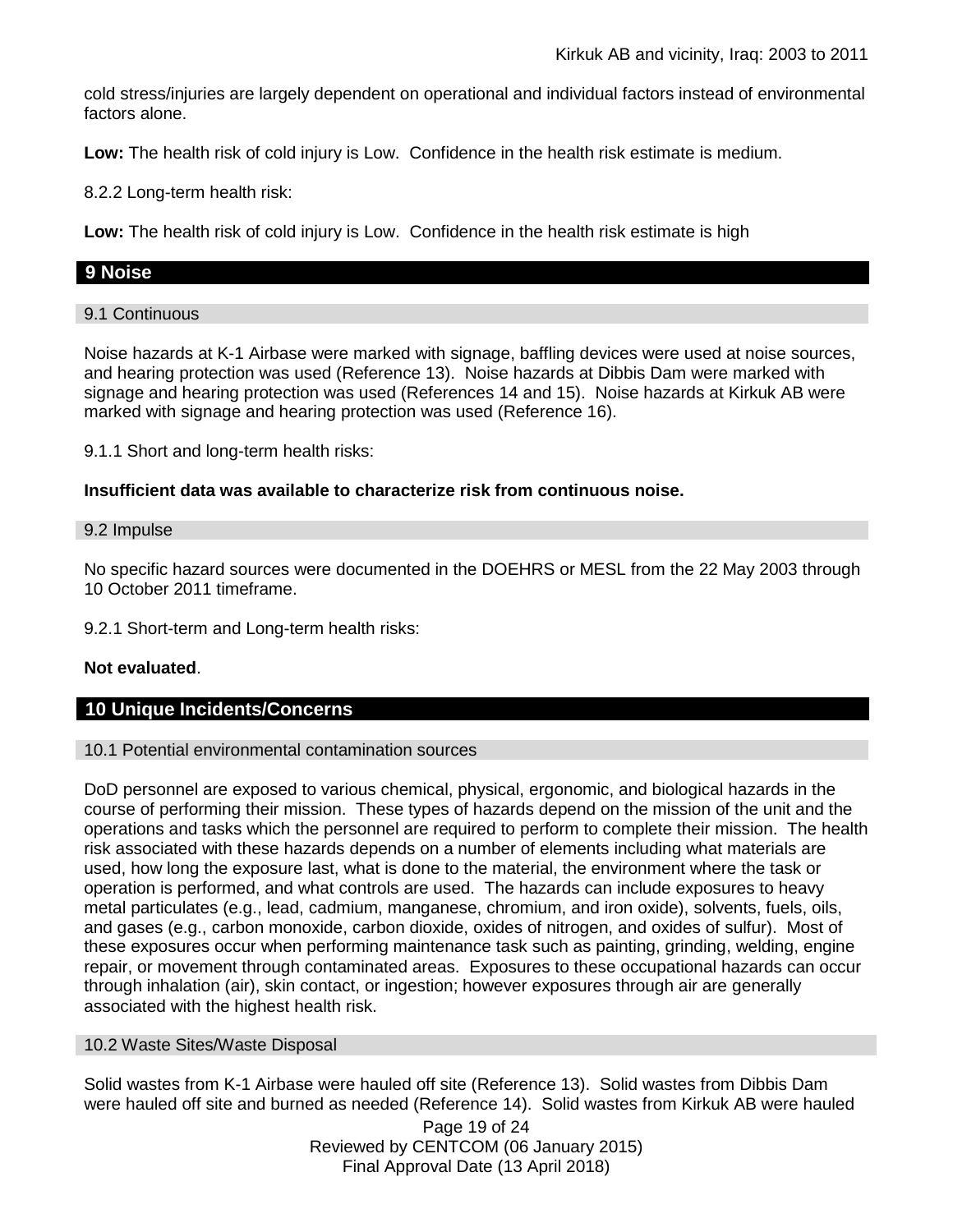cold stress/injuries are largely dependent on operational and individual factors instead of environmental factors alone.

**Low:** The health risk of cold injury is Low. Confidence in the health risk estimate is medium.

8.2.2 Long-term health risk:

**Low:** The health risk of cold injury is Low. Confidence in the health risk estimate is high

## 9 Noise

### 9.1 Continuous

Noise hazards at K-1 Airbase were marked with signage, baffling devices were used at noise sources, and hearing protection was used (Reference 13). Noise hazards at Dibbis Dam were marked with signage and hearing protection was used (References 14 and 15). Noise hazards at Kirkuk AB were marked with signage and hearing protection was used (Reference 16).

9.1.1 Short and long-term health risks:

**Insufficient data was available to characterize risk from continuous noise.**

### 9.2 Impulse

No specific hazard sources were documented in the DOEHRS or MESL from the 22 May 2003 through 10 October 2011 timeframe.

9.2.1 Short-term and Long-term health risks:

**Not evaluated**.

## 10 Unique Incidents/Concerns

### 10.1 Potential environmental contamination sources

DoD personnel are exposed to various chemical, physical, ergonomic, and biological hazards in the course of performing their mission. These types of hazards depend on the mission of the unit and the operations and tasks which the personnel are required to perform to complete their mission. The health risk associated with these hazards depends on a number of elements including what materials are used, how long the exposure last, what is done to the material, the environment where the task or operation is performed, and what controls are used. The hazards can include exposures to heavy metal particulates (e.g., lead, cadmium, manganese, chromium, and iron oxide), solvents, fuels, oils, and gases (e.g., carbon monoxide, carbon dioxide, oxides of nitrogen, and oxides of sulfur). Most of these exposures occur when performing maintenance task such as painting, grinding, welding, engine repair, or movement through contaminated areas. Exposures to these occupational hazards can occur through inhalation (air), skin contact, or ingestion; however exposures through air are generally associated with the highest health risk.

### 10.2 Waste Sites/Waste Disposal

Solid wastes from K-1 Airbase were hauled off site (Reference 13). Solid wastes from Dibbis Dam were hauled off site and burned as needed (Reference 14). Solid wastes from Kirkuk AB were hauled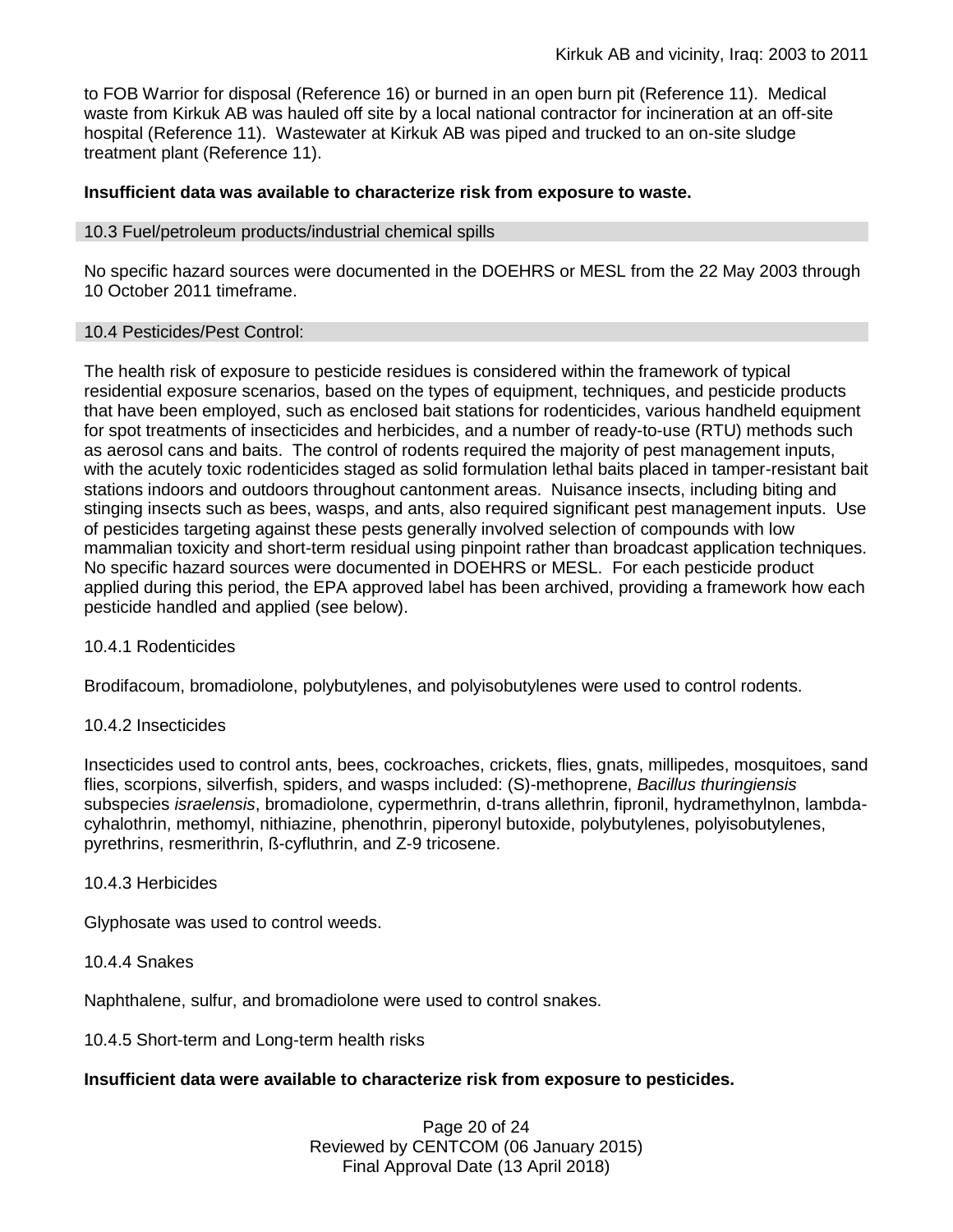to FOB Warrior for disposal (Reference 16) or burned in an open burn pit (Reference 11). Medical waste from Kirkuk AB was hauled off site by a local national contractor for incineration at an off-site hospital (Reference 11). Wastewater at Kirkuk AB was piped and trucked to an on-site sludge treatment plant (Reference 11).

**Insufficient data was available to characterize risk from exposure to waste.**

### 10.3 Fuel/petroleum products/industrial chemical spills

No specific hazard sources were documented in the DOEHRS or MESL from the 22 May 2003 through 10 October 2011 timeframe.

### 10.4 Pesticides/Pest Control:

The health risk of exposure to pesticide residues is considered within the framework of typical residential exposure scenarios, based on the types of equipment, techniques, and pesticide products that have been employed, such as enclosed bait stations for rodenticides, various handheld equipment for spot treatments of insecticides and herbicides, and a number of ready-to-use (RTU) methods such as aerosol cans and baits. The control of rodents required the majority of pest management inputs, with the acutely toxic rodenticides staged as solid formulation lethal baits placed in tamper-resistant bait stations indoors and outdoors throughout cantonment areas. Nuisance insects, including biting and stinging insects such as bees, wasps, and ants, also required significant pest management inputs. Use of pesticides targeting against these pests generally involved selection of compounds with low mammalian toxicity and short-term residual using pinpoint rather than broadcast application techniques. No specific hazard sources were documented in DOEHRS or MESL. For each pesticide product applied during this period, the EPA approved label has been archived, providing a framework how each pesticide handled and applied (see below).

#### 10.4.1 Rodenticides

Brodifacoum, bromadiolone, polybutylenes, and polyisobutylenes were used to control rodents.

#### 10.4.2 Insecticides

Insecticides used to control ants, bees, cockroaches, crickets, flies, gnats, millipedes, mosquitoes, sand flies, scorpions, silverfish, spiders, and wasps included: (S)-methoprene, *Bacillus thuringiensis* subspecies *israelensis*, bromadiolone, cypermethrin, d-trans allethrin, fipronil, hydramethylnon, lambda-cyhalothrin, methomyl, nithiazine, phenothrin, piperonyl butoxide, polybutylenes, polyisobutylenes, pyrethrins, resmerithrin, ß-cyfluthrin, and Z-9 tricosene.

#### 10.4.3 Herbicides

Glyphosate was used to control weeds.

#### 10.4.4 Snakes

Naphthalene, sulfur, and bromadiolone were used to control snakes.

#### 10.4.5 Short-term and Long-term health risks

**Insufficient data were available to characterize risk from exposure to pesticides.**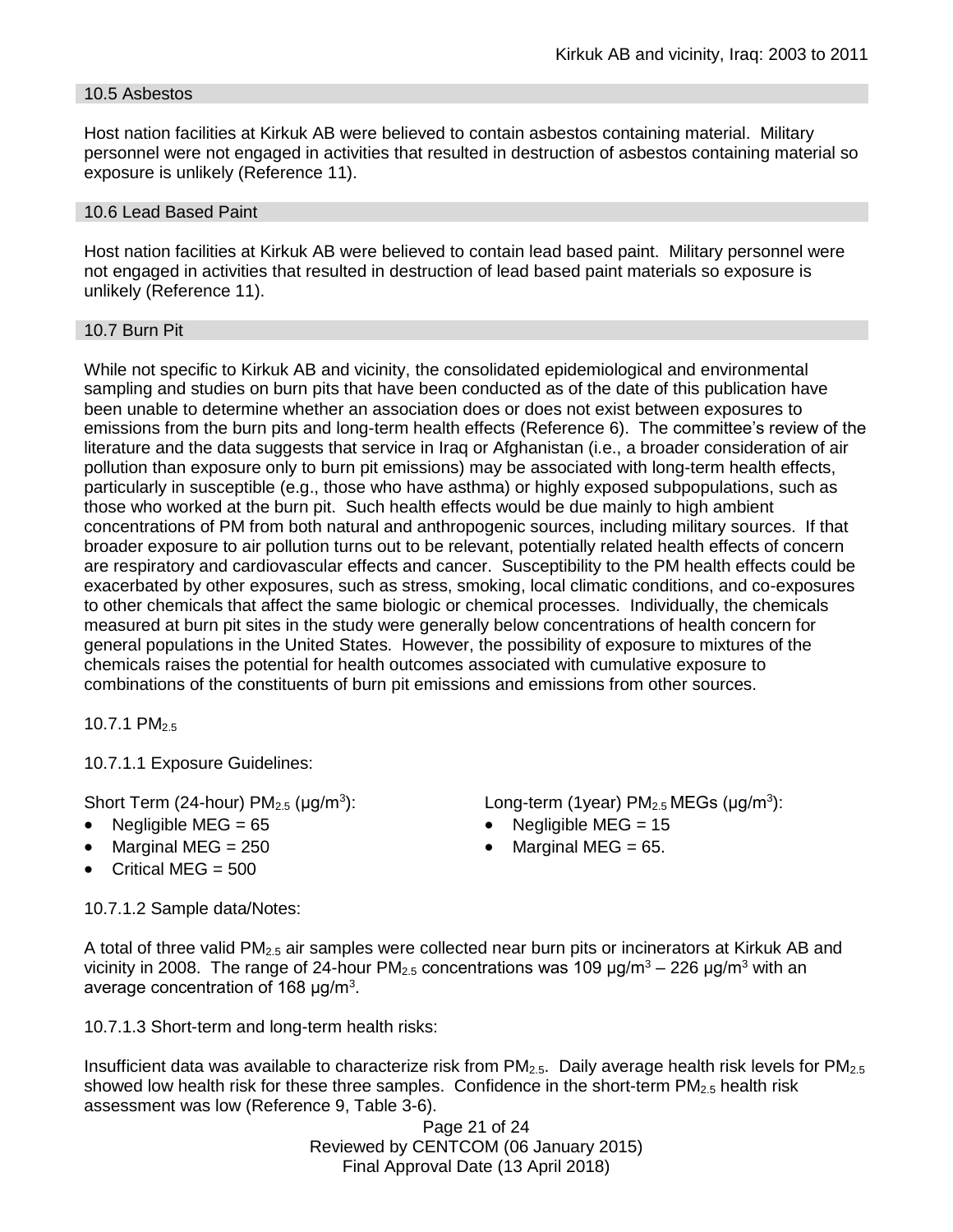### 10.5 Asbestos

Host nation facilities at Kirkuk AB were believed to contain asbestos containing material. Military personnel were not engaged in activities that resulted in destruction of asbestos containing material so exposure is unlikely (Reference 11).

### 10.6 Lead Based Paint

Host nation facilities at Kirkuk AB were believed to contain lead based paint. Military personnel were not engaged in activities that resulted in destruction of lead based paint materials so exposure is unlikely (Reference 11).

### 10.7 Burn Pit

While not specific to Kirkuk AB and vicinity, the consolidated epidemiological and environmental sampling and studies on burn pits that have been conducted as of the date of this publication have been unable to determine whether an association does or does not exist between exposures to emissions from the burn pits and long-term health effects (Reference 6). The committee's review of the literature and the data suggests that service in Iraq or Afghanistan (i.e., a broader consideration of air pollution than exposure only to burn pit emissions) may be associated with long-term health effects, particularly in susceptible (e.g., those who have asthma) or highly exposed subpopulations, such as those who worked at the burn pit. Such health effects would be due mainly to high ambient concentrations of PM from both natural and anthropogenic sources, including military sources. If that broader exposure to air pollution turns out to be relevant, potentially related health effects of concern are respiratory and cardiovascular effects and cancer. Susceptibility to the PM health effects could be exacerbated by other exposures, such as stress, smoking, local climatic conditions, and co-exposures to other chemicals that affect the same biologic or chemical processes. Individually, the chemicals measured at burn pit sites in the study were generally below concentrations of health concern for general populations in the United States. However, the possibility of exposure to mixtures of the chemicals raises the potential for health outcomes associated with cumulative exposure to combinations of the constituents of burn pit emissions and emissions from other sources.

10.7.1 $PM_{2.5}$

10.7.1.1 Exposure Guidelines:

Short Term (24-hour) $PM_{2.5}$ (μg/m$^3$):

- Negligible MEG = 65
- Marginal MEG = 250
- Critical MEG = 500

Long-term (1year) $PM_{2.5}$ MEGs (μg/m$^3$):

- Negligible MEG = 15
- Marginal MEG = 65.

10.7.1.2 Sample data/Notes:

A total of three valid $PM_{2.5}$ air samples were collected near burn pits or incinerators at Kirkuk AB and vicinity in 2008. The range of 24-hour $PM_{2.5}$ concentrations was 109 μg/m$^3$ – 226 μg/m$^3$ with an average concentration of 168 μg/m$^3$.

10.7.1.3 Short-term and long-term health risks:

Insufficient data was available to characterize risk from $PM_{2.5}$. Daily average health risk levels for $PM_{2.5}$ showed low health risk for these three samples. Confidence in the short-term $PM_{2.5}$ health risk assessment was low (Reference 9, Table 3-6).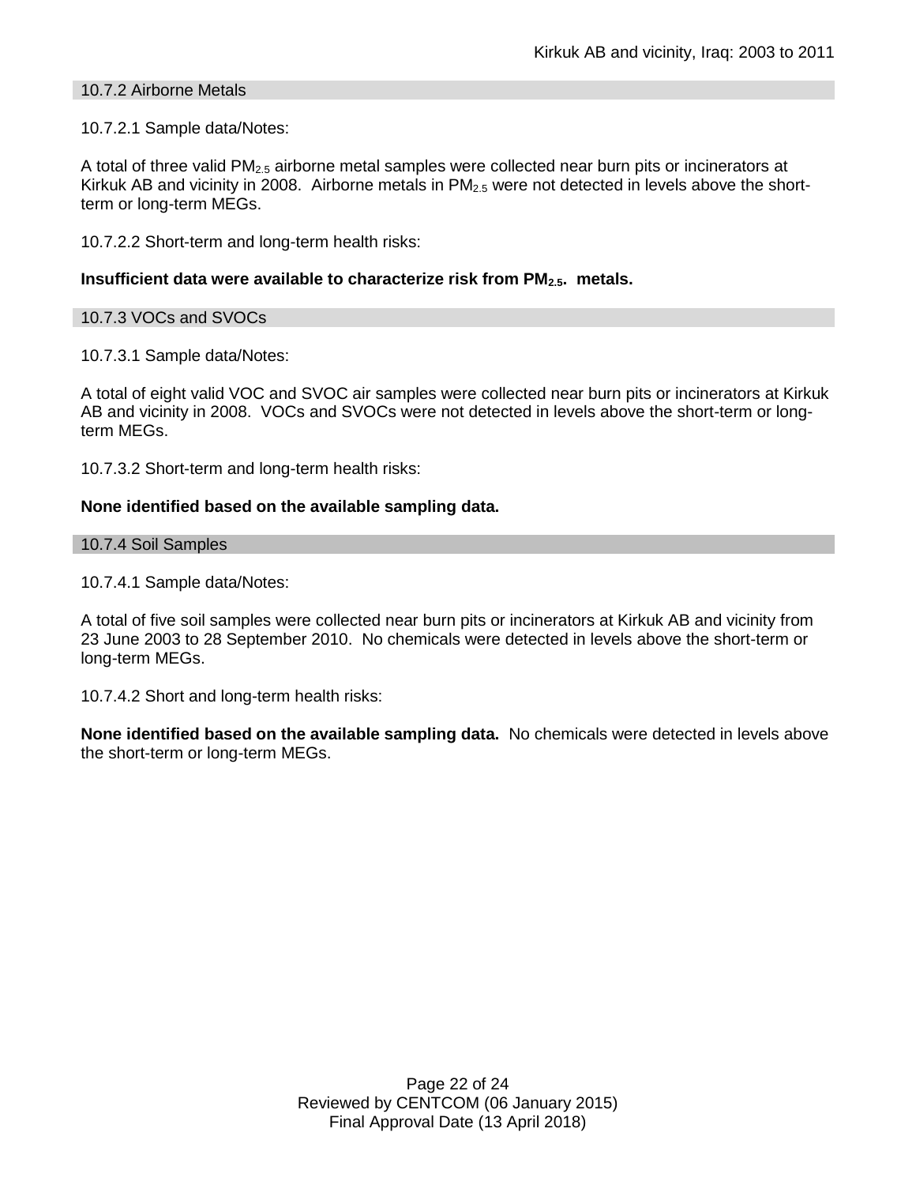### 10.7.2 Airborne Metals

10.7.2.1 Sample data/Notes:

A total of three valid $PM_{2.5}$ airborne metal samples were collected near burn pits or incinerators at Kirkuk AB and vicinity in 2008. Airborne metals in $PM_{2.5}$ were not detected in levels above the short-term or long-term MEGs.

10.7.2.2 Short-term and long-term health risks:

**Insufficient data were available to characterize risk from $PM_{2.5}$. metals.**

### 10.7.3 VOCs and SVOCs

10.7.3.1 Sample data/Notes:

A total of eight valid VOC and SVOC air samples were collected near burn pits or incinerators at Kirkuk AB and vicinity in 2008. VOCs and SVOCs were not detected in levels above the short-term or long-term MEGs.

10.7.3.2 Short-term and long-term health risks:

**None identified based on the available sampling data.**

### 10.7.4 Soil Samples

10.7.4.1 Sample data/Notes:

A total of five soil samples were collected near burn pits or incinerators at Kirkuk AB and vicinity from 23 June 2003 to 28 September 2010. No chemicals were detected in levels above the short-term or long-term MEGs.

10.7.4.2 Short and long-term health risks:

**None identified based on the available sampling data.** No chemicals were detected in levels above the short-term or long-term MEGs.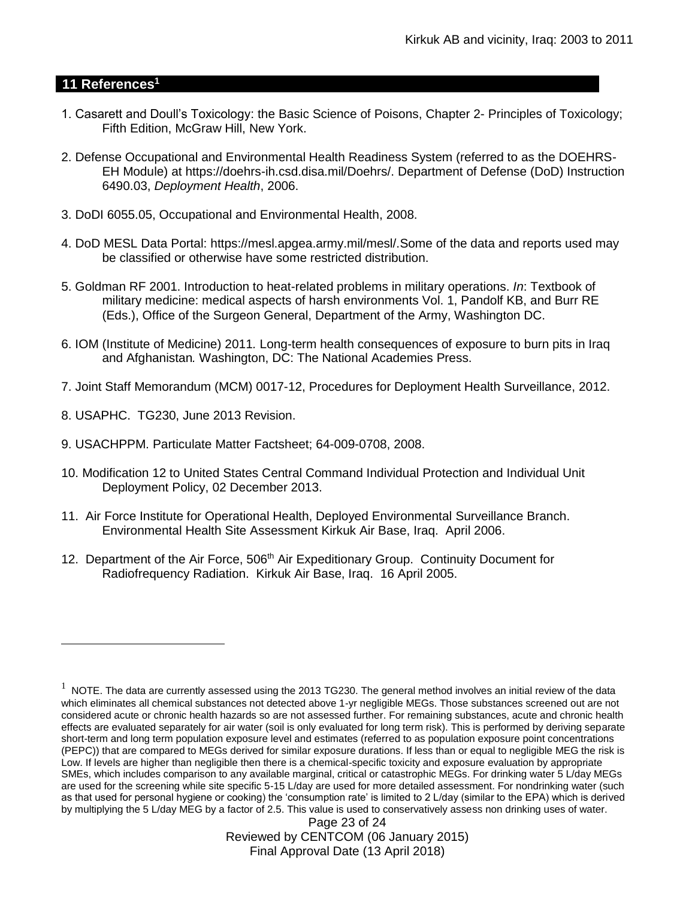## 11 References[1]

1. Casarett and Doull's Toxicology: the Basic Science of Poisons, Chapter 2- Principles of Toxicology; Fifth Edition, McGraw Hill, New York.

2. Defense Occupational and Environmental Health Readiness System (referred to as the DOEHRS-EH Module) at https://doehrs-ih.csd.disa.mil/Doehrs/. Department of Defense (DoD) Instruction 6490.03, *Deployment Health*, 2006.

3. DoDI 6055.05, Occupational and Environmental Health, 2008.

4. DoD MESL Data Portal: https://mesl.apgea.army.mil/mesl/.Some of the data and reports used may be classified or otherwise have some restricted distribution.

5. Goldman RF 2001. Introduction to heat-related problems in military operations. *In*: Textbook of military medicine: medical aspects of harsh environments Vol. 1, Pandolf KB, and Burr RE (Eds.), Office of the Surgeon General, Department of the Army, Washington DC.

6. IOM (Institute of Medicine) 2011*.* Long-term health consequences of exposure to burn pits in Iraq and Afghanistan*.* Washington, DC: The National Academies Press.

7. Joint Staff Memorandum (MCM) 0017-12, Procedures for Deployment Health Surveillance, 2012.

8. USAPHC. TG230, June 2013 Revision.

9. USACHPPM. Particulate Matter Factsheet; 64-009-0708, 2008.

10. Modification 12 to United States Central Command Individual Protection and Individual Unit Deployment Policy, 02 December 2013.

11. Air Force Institute for Operational Health, Deployed Environmental Surveillance Branch. Environmental Health Site Assessment Kirkuk Air Base, Iraq. April 2006.

12. Department of the Air Force, 506th Air Expeditionary Group. Continuity Document for Radiofrequency Radiation. Kirkuk Air Base, Iraq. 16 April 2005.

---

[1] NOTE. The data are currently assessed using the 2013 TG230. The general method involves an initial review of the data which eliminates all chemical substances not detected above 1-yr negligible MEGs. Those substances screened out are not considered acute or chronic health hazards so are not assessed further. For remaining substances, acute and chronic health effects are evaluated separately for air water (soil is only evaluated for long term risk). This is performed by deriving separate short-term and long term population exposure level and estimates (referred to as population exposure point concentrations (PEPC)) that are compared to MEGs derived for similar exposure durations. If less than or equal to negligible MEG the risk is Low. If levels are higher than negligible then there is a chemical-specific toxicity and exposure evaluation by appropriate SMEs, which includes comparison to any available marginal, critical or catastrophic MEGs. For drinking water 5 L/day MEGs are used for the screening while site specific 5-15 L/day are used for more detailed assessment. For nondrinking water (such as that used for personal hygiene or cooking) the 'consumption rate' is limited to 2 L/day (similar to the EPA) which is derived by multiplying the 5 L/day MEG by a factor of 2.5. This value is used to conservatively assess non drinking uses of water.

Reviewed by CENTCOM (06 January 2015)
Final Approval Date (13 April 2018)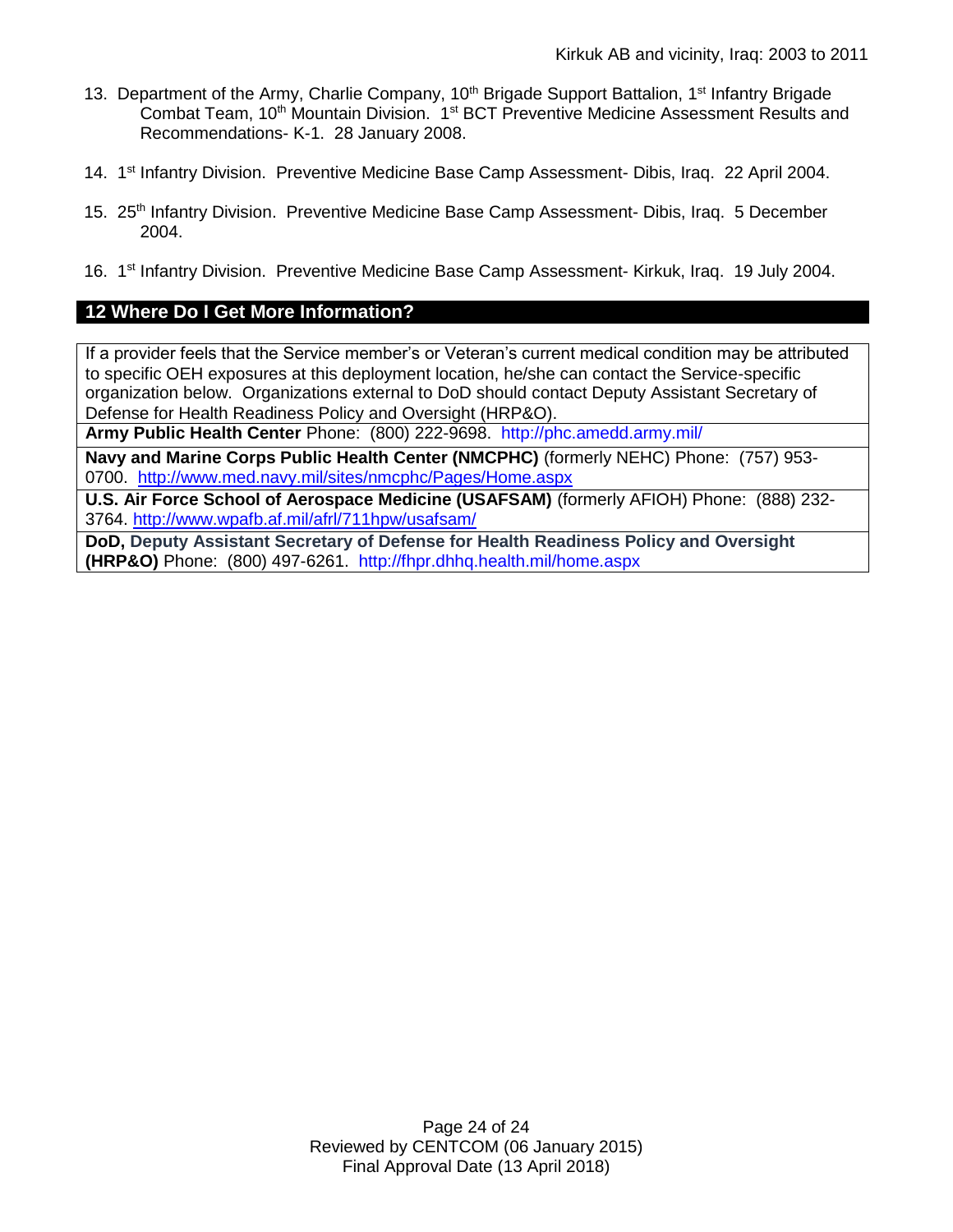13. Department of the Army, Charlie Company, 10th Brigade Support Battalion, 1st Infantry Brigade Combat Team, 10th Mountain Division. 1st BCT Preventive Medicine Assessment Results and Recommendations- K-1. 28 January 2008.

14. 1st Infantry Division. Preventive Medicine Base Camp Assessment- Dibis, Iraq. 22 April 2004.

15. 25th Infantry Division. Preventive Medicine Base Camp Assessment- Dibis, Iraq. 5 December 2004.

16. 1st Infantry Division. Preventive Medicine Base Camp Assessment- Kirkuk, Iraq. 19 July 2004.

## 12 Where Do I Get More Information?

| |
|---|
| If a provider feels that the Service member's or Veteran's current medical condition may be attributed to specific OEH exposures at this deployment location, he/she can contact the Service-specific organization below. Organizations external to DoD should contact Deputy Assistant Secretary of Defense for Health Readiness Policy and Oversight (HRP&O). |
| **Army Public Health Center** Phone: (800) 222-9698. http://phc.amedd.army.mil/ |
| **Navy and Marine Corps Public Health Center (NMCPHC)** (formerly NEHC) Phone: (757) 953-0700. http://www.med.navy.mil/sites/nmcphc/Pages/Home.aspx |
| **U.S. Air Force School of Aerospace Medicine (USAFSAM)** (formerly AFIOH) Phone: (888) 232-3764. http://www.wpafb.af.mil/afrl/711hpw/usafsam/ |
| **DoD, Deputy Assistant Secretary of Defense for Health Readiness Policy and Oversight (HRP&O)** Phone: (800) 497-6261. http://fhpr.dhhq.health.mil/home.aspx |

Reviewed by CENTCOM (06 January 2015)
Final Approval Date (13 April 2018)